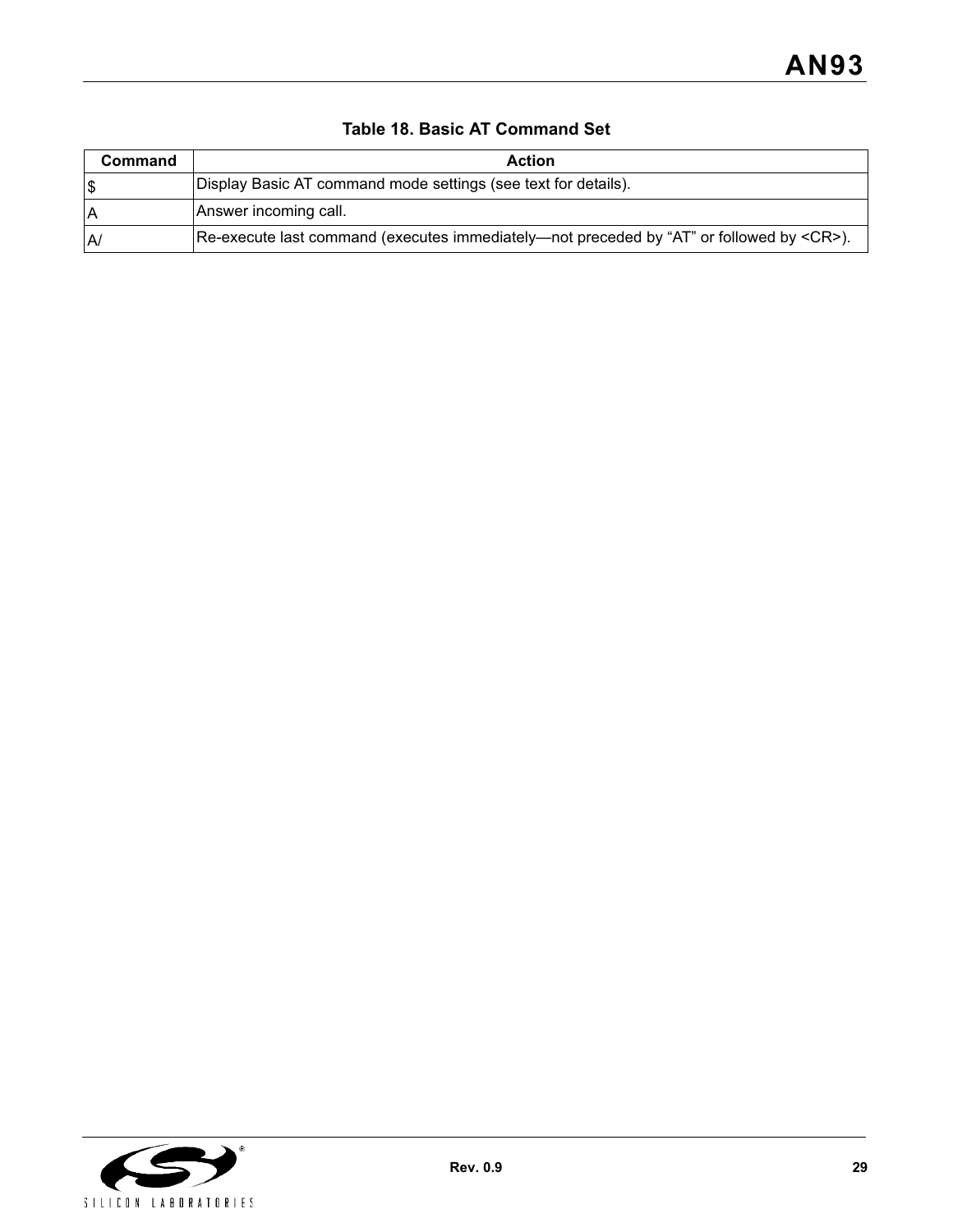**Table 18. Basic AT Command Set**

| Command | Action |
| --- | --- |
| $ | Display Basic AT command mode settings (see text for details). |
| A | Answer incoming call. |
| A/ | Re-execute last command (executes immediately—not preceded by "AT" or followed by <CR>). |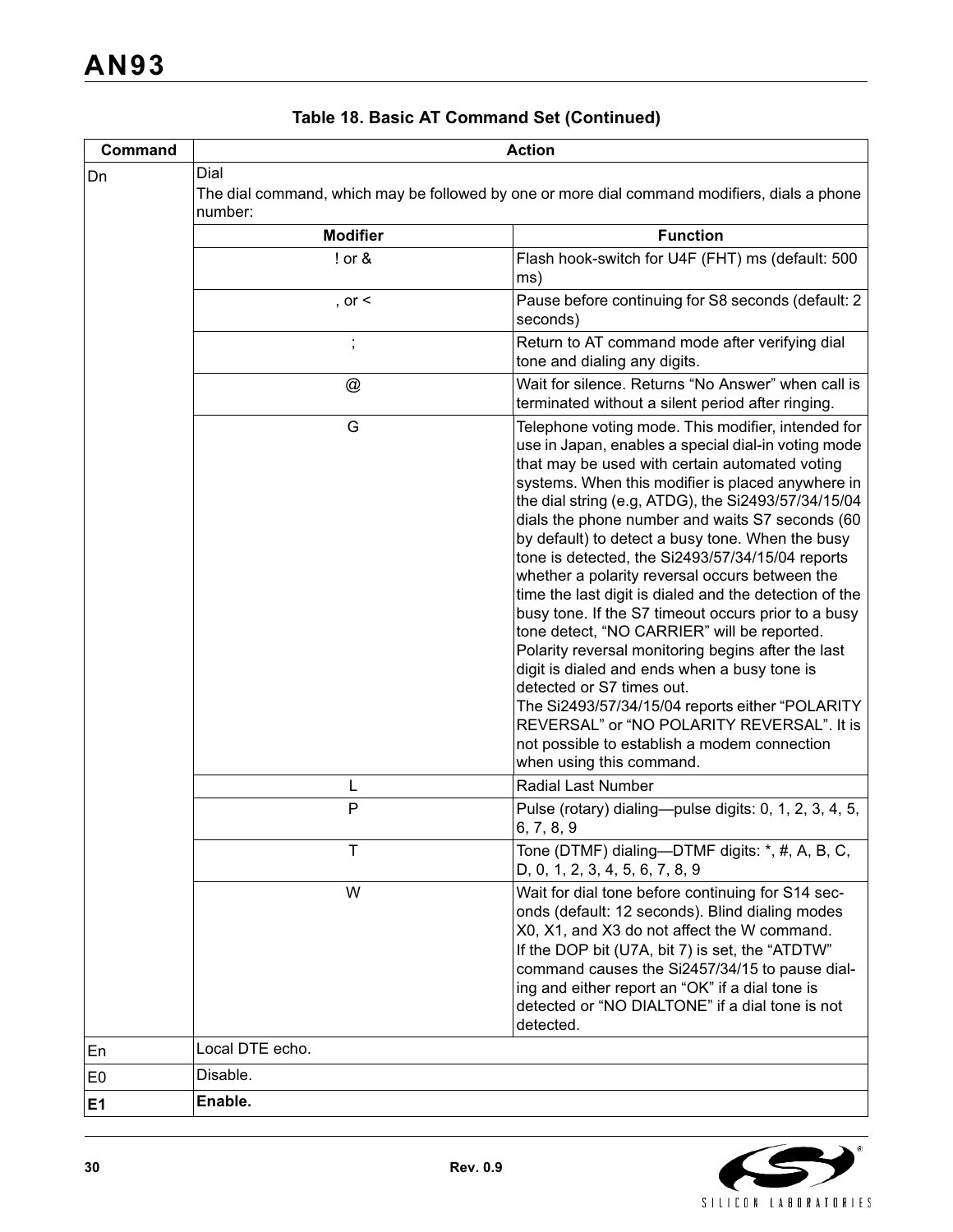**Table 18. Basic AT Command Set (Continued)**

| Command | Action | |
|---|---|---|
| Dn | Dial<br>The dial command, which may be followed by one or more dial command modifiers, dials a phone number: | |
| | **Modifier** | **Function** |
| | ! or & | Flash hook-switch for U4F (FHT) ms (default: 500 ms) |
| | , or < | Pause before continuing for S8 seconds (default: 2 seconds) |
| | ; | Return to AT command mode after verifying dial tone and dialing any digits. |
| | @ | Wait for silence. Returns "No Answer" when call is terminated without a silent period after ringing. |
| | G | Telephone voting mode. This modifier, intended for use in Japan, enables a special dial-in voting mode that may be used with certain automated voting systems. When this modifier is placed anywhere in the dial string (e.g, ATDG), the Si2493/57/34/15/04 dials the phone number and waits S7 seconds (60 by default) to detect a busy tone. When the busy tone is detected, the Si2493/57/34/15/04 reports whether a polarity reversal occurs between the time the last digit is dialed and the detection of the busy tone. If the S7 timeout occurs prior to a busy tone detect, "NO CARRIER" will be reported. Polarity reversal monitoring begins after the last digit is dialed and ends when a busy tone is detected or S7 times out.<br>The Si2493/57/34/15/04 reports either "POLARITY REVERSAL" or "NO POLARITY REVERSAL". It is not possible to establish a modem connection when using this command. |
| | L | Radial Last Number |
| | P | Pulse (rotary) dialing—pulse digits: 0, 1, 2, 3, 4, 5, 6, 7, 8, 9 |
| | T | Tone (DTMF) dialing—DTMF digits: *, #, A, B, C, D, 0, 1, 2, 3, 4, 5, 6, 7, 8, 9 |
| | W | Wait for dial tone before continuing for S14 seconds (default: 12 seconds). Blind dialing modes X0, X1, and X3 do not affect the W command.<br>If the DOP bit (U7A, bit 7) is set, the "ATDTW" command causes the Si2457/34/15 to pause dialing and either report an "OK" if a dial tone is detected or "NO DIALTONE" if a dial tone is not detected. |
| En | Local DTE echo. | |
| E0 | Disable. | |
| **E1** | **Enable.** | |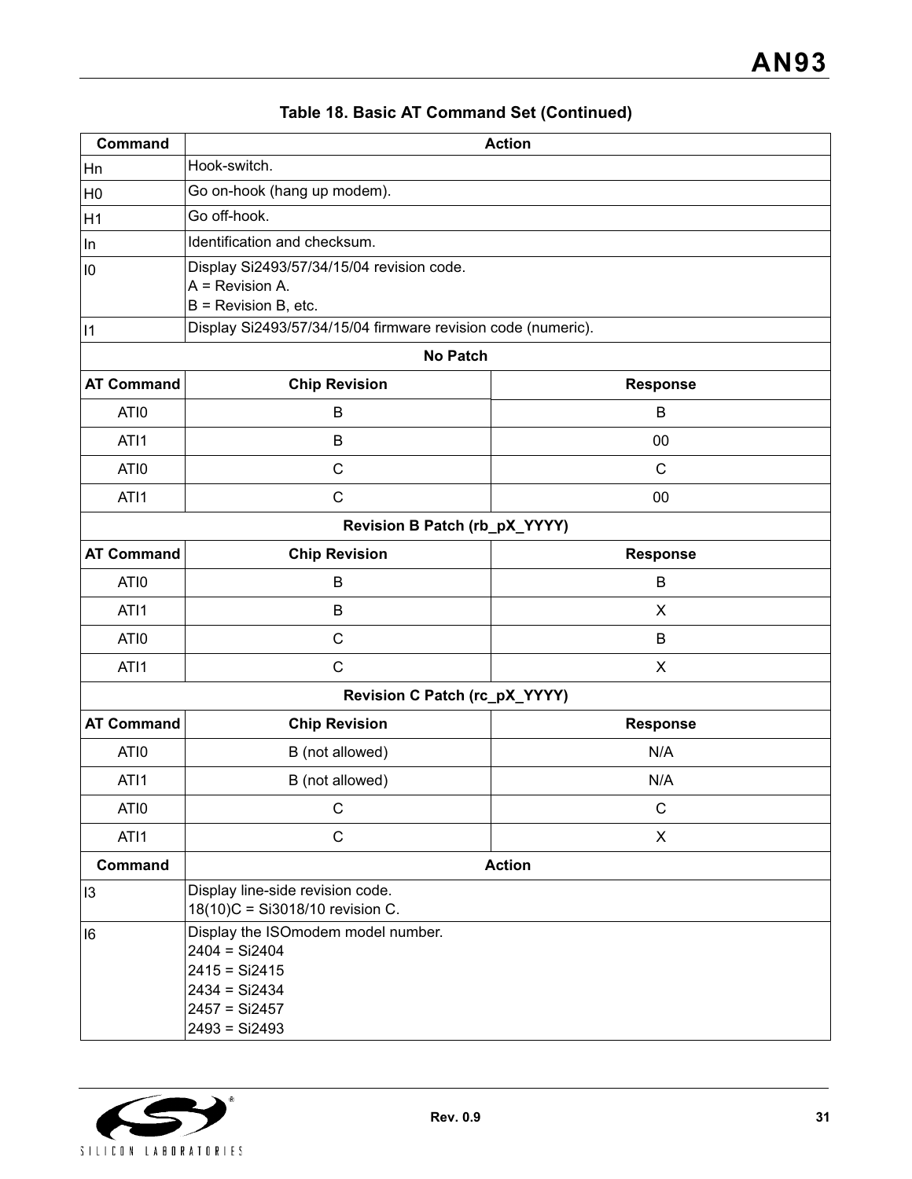**Table 18. Basic AT Command Set (Continued)**

| Command | Action | |
|---|---|---|
| Hn | Hook-switch. | |
| H0 | Go on-hook (hang up modem). | |
| H1 | Go off-hook. | |
| In | Identification and checksum. | |
| I0 | Display Si2493/57/34/15/04 revision code.<br>A = Revision A.<br>B = Revision B, etc. | |
| I1 | Display Si2493/57/34/15/04 firmware revision code (numeric). | |
| **No Patch** | | |
| **AT Command** | **Chip Revision** | **Response** |
| ATI0 | B | B |
| ATI1 | B | 00 |
| ATI0 | C | C |
| ATI1 | C | 00 |
| **Revision B Patch (rb_pX_YYYY)** | | |
| **AT Command** | **Chip Revision** | **Response** |
| ATI0 | B | B |
| ATI1 | B | X |
| ATI0 | C | B |
| ATI1 | C | X |
| **Revision C Patch (rc_pX_YYYY)** | | |
| **AT Command** | **Chip Revision** | **Response** |
| ATI0 | B (not allowed) | N/A |
| ATI1 | B (not allowed) | N/A |
| ATI0 | C | C |
| ATI1 | C | X |
| **Command** | **Action** | |
| I3 | Display line-side revision code.<br>18(10)C = Si3018/10 revision C. | |
| I6 | Display the ISOmodem model number.<br>2404 = Si2404<br>2415 = Si2415<br>2434 = Si2434<br>2457 = Si2457<br>2493 = Si2493 | |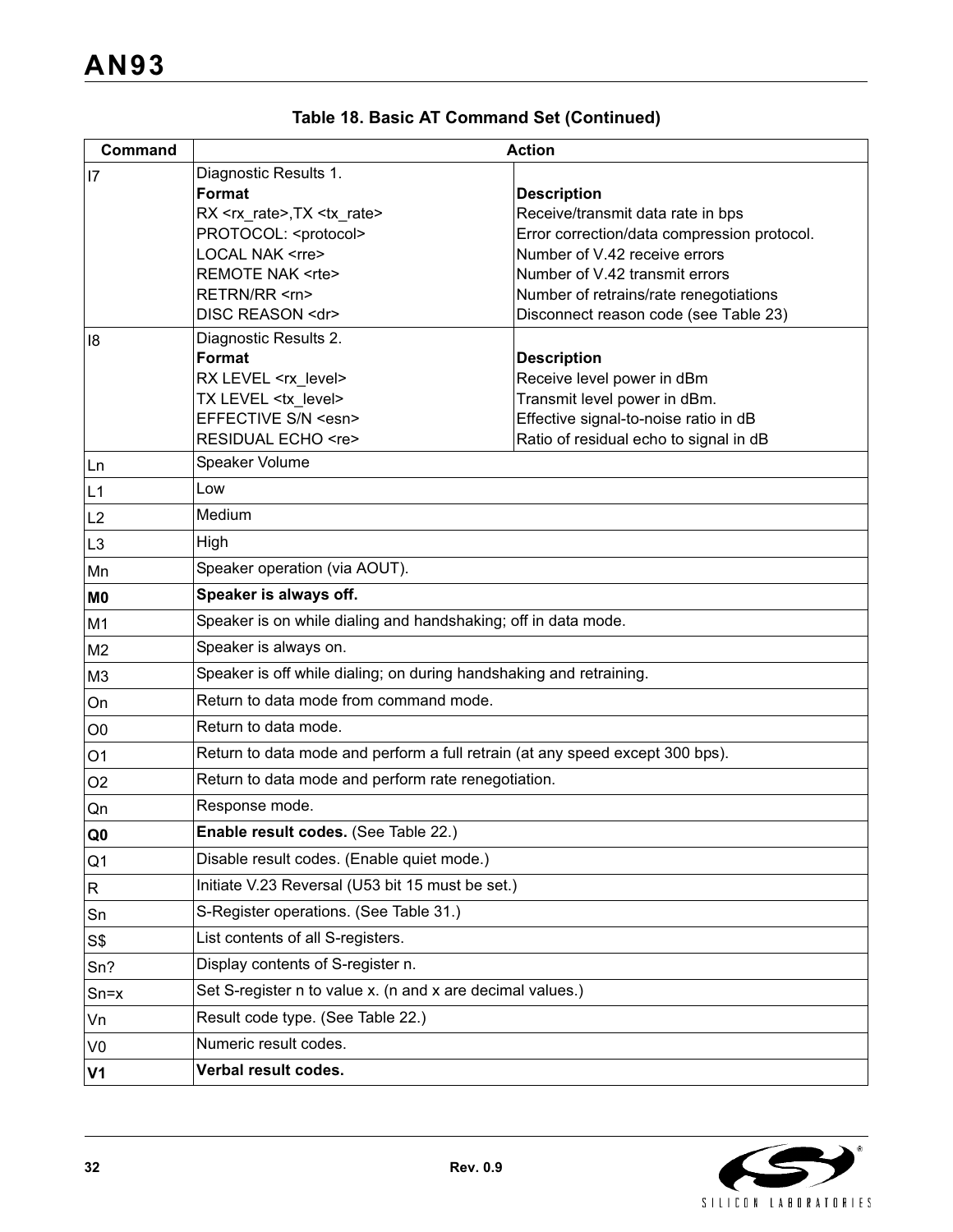**Table 18. Basic AT Command Set (Continued)**

| Command | Action | |
|---|---|---|
| I7 | Diagnostic Results 1.<br>**Format**<br>RX <rx_rate>,TX <tx_rate><br>PROTOCOL: <protocol><br>LOCAL NAK <rre><br>REMOTE NAK <rte><br>RETRN/RR <rn><br>DISC REASON <dr> | <br>**Description**<br>Receive/transmit data rate in bps<br>Error correction/data compression protocol.<br>Number of V.42 receive errors<br>Number of V.42 transmit errors<br>Number of retrains/rate renegotiations<br>Disconnect reason code (see Table 23) |
| I8 | Diagnostic Results 2.<br>**Format**<br>RX LEVEL <rx_level><br>TX LEVEL <tx_level><br>EFFECTIVE S/N <esn><br>RESIDUAL ECHO <re> | <br>**Description**<br>Receive level power in dBm<br>Transmit level power in dBm.<br>Effective signal-to-noise ratio in dB<br>Ratio of residual echo to signal in dB |
| Ln | Speaker Volume | |
| L1 | Low | |
| L2 | Medium | |
| L3 | High | |
| Mn | Speaker operation (via AOUT). | |
| **M0** | **Speaker is always off.** | |
| M1 | Speaker is on while dialing and handshaking; off in data mode. | |
| M2 | Speaker is always on. | |
| M3 | Speaker is off while dialing; on during handshaking and retraining. | |
| On | Return to data mode from command mode. | |
| O0 | Return to data mode. | |
| O1 | Return to data mode and perform a full retrain (at any speed except 300 bps). | |
| O2 | Return to data mode and perform rate renegotiation. | |
| Qn | Response mode. | |
| **Q0** | **Enable result codes.** (See Table 22.) | |
| Q1 | Disable result codes. (Enable quiet mode.) | |
| R | Initiate V.23 Reversal (U53 bit 15 must be set.) | |
| Sn | S-Register operations. (See Table 31.) | |
| S$ | List contents of all S-registers. | |
| Sn? | Display contents of S-register n. | |
| Sn=x | Set S-register n to value x. (n and x are decimal values.) | |
| Vn | Result code type. (See Table 22.) | |
| V0 | Numeric result codes. | |
| **V1** | **Verbal result codes.** | |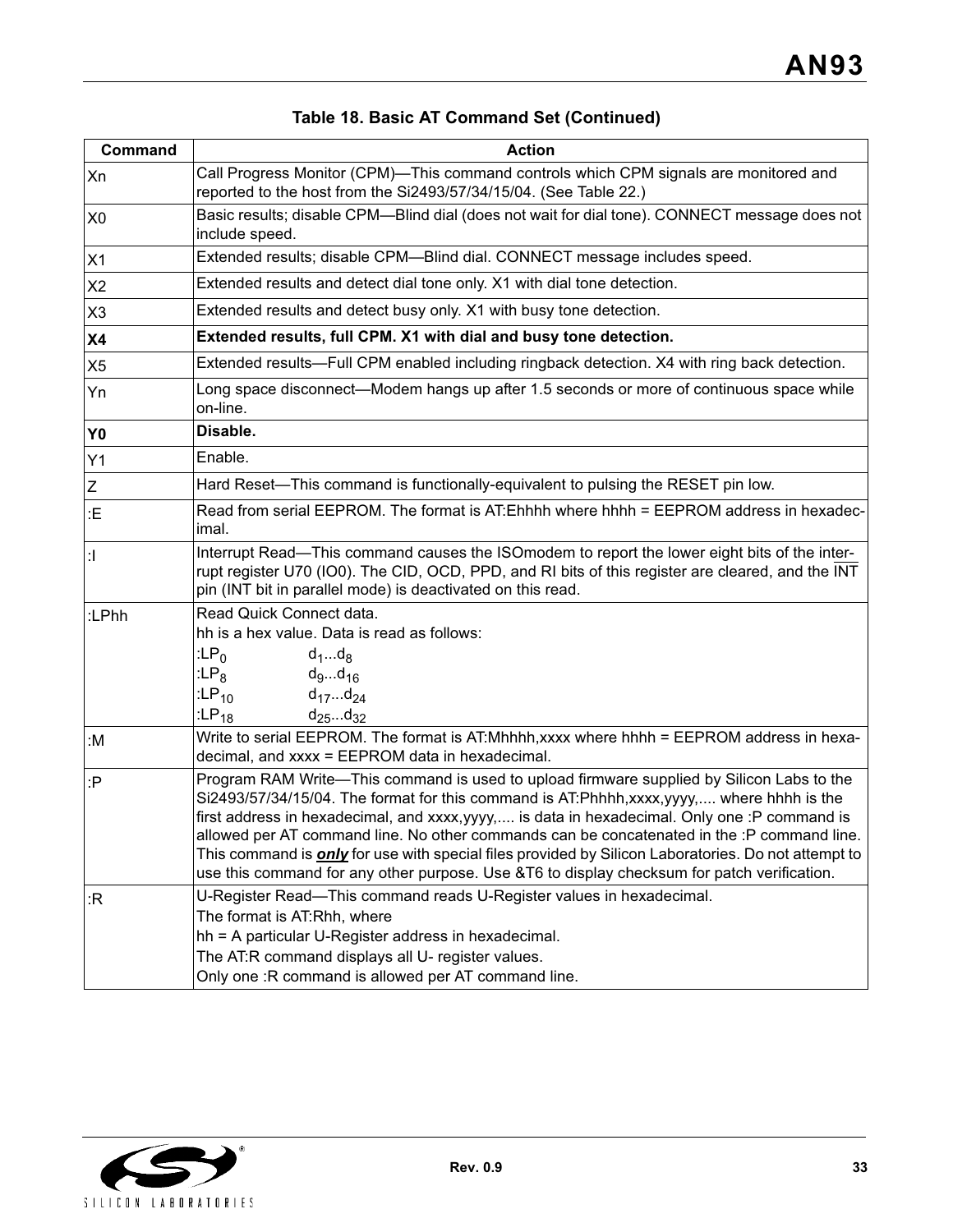**Table 18. Basic AT Command Set (Continued)**

| Command | Action |
|---|---|
| Xn | Call Progress Monitor (CPM)—This command controls which CPM signals are monitored and reported to the host from the Si2493/57/34/15/04. (See Table 22.) |
| X0 | Basic results; disable CPM—Blind dial (does not wait for dial tone). CONNECT message does not include speed. |
| X1 | Extended results; disable CPM—Blind dial. CONNECT message includes speed. |
| X2 | Extended results and detect dial tone only. X1 with dial tone detection. |
| X3 | Extended results and detect busy only. X1 with busy tone detection. |
| **X4** | **Extended results, full CPM. X1 with dial and busy tone detection.** |
| X5 | Extended results—Full CPM enabled including ringback detection. X4 with ring back detection. |
| Yn | Long space disconnect—Modem hangs up after 1.5 seconds or more of continuous space while on-line. |
| **Y0** | **Disable.** |
| Y1 | Enable. |
| Z | Hard Reset—This command is functionally-equivalent to pulsing the RESET pin low. |
| :E | Read from serial EEPROM. The format is AT:Ehhhh where hhhh = EEPROM address in hexadecimal. |
| :I | Interrupt Read—This command causes the ISOmodem to report the lower eight bits of the interrupt register U70 (IO0). The CID, OCD, PPD, and RI bits of this register are cleared, and the $\overline{INT}$ pin (INT bit in parallel mode) is deactivated on this read. |
| :LPhh | Read Quick Connect data.<br>hh is a hex value. Data is read as follows:<br>$:LP_0$ $d_1...d_8$<br>$:LP_8$ $d_9...d_{16}$<br>$:LP_{10}$ $d_{17}...d_{24}$<br>$:LP_{18}$ $d_{25}...d_{32}$ |
| :M | Write to serial EEPROM. The format is AT:Mhhhh,xxxx where hhhh = EEPROM address in hexadecimal, and xxxx = EEPROM data in hexadecimal. |
| :P | Program RAM Write—This command is used to upload firmware supplied by Silicon Labs to the Si2493/57/34/15/04. The format for this command is AT:Phhhh,xxxx,yyyy,.... where hhhh is the first address in hexadecimal, and xxxx,yyyy,.... is data in hexadecimal. Only one :P command is allowed per AT command line. No other commands can be concatenated in the :P command line. This command is ***only*** for use with special files provided by Silicon Laboratories. Do not attempt to use this command for any other purpose. Use &T6 to display checksum for patch verification. |
| :R | U-Register Read—This command reads U-Register values in hexadecimal.<br>The format is AT:Rhh, where<br>hh = A particular U-Register address in hexadecimal.<br>The AT:R command displays all U- register values.<br>Only one :R command is allowed per AT command line. |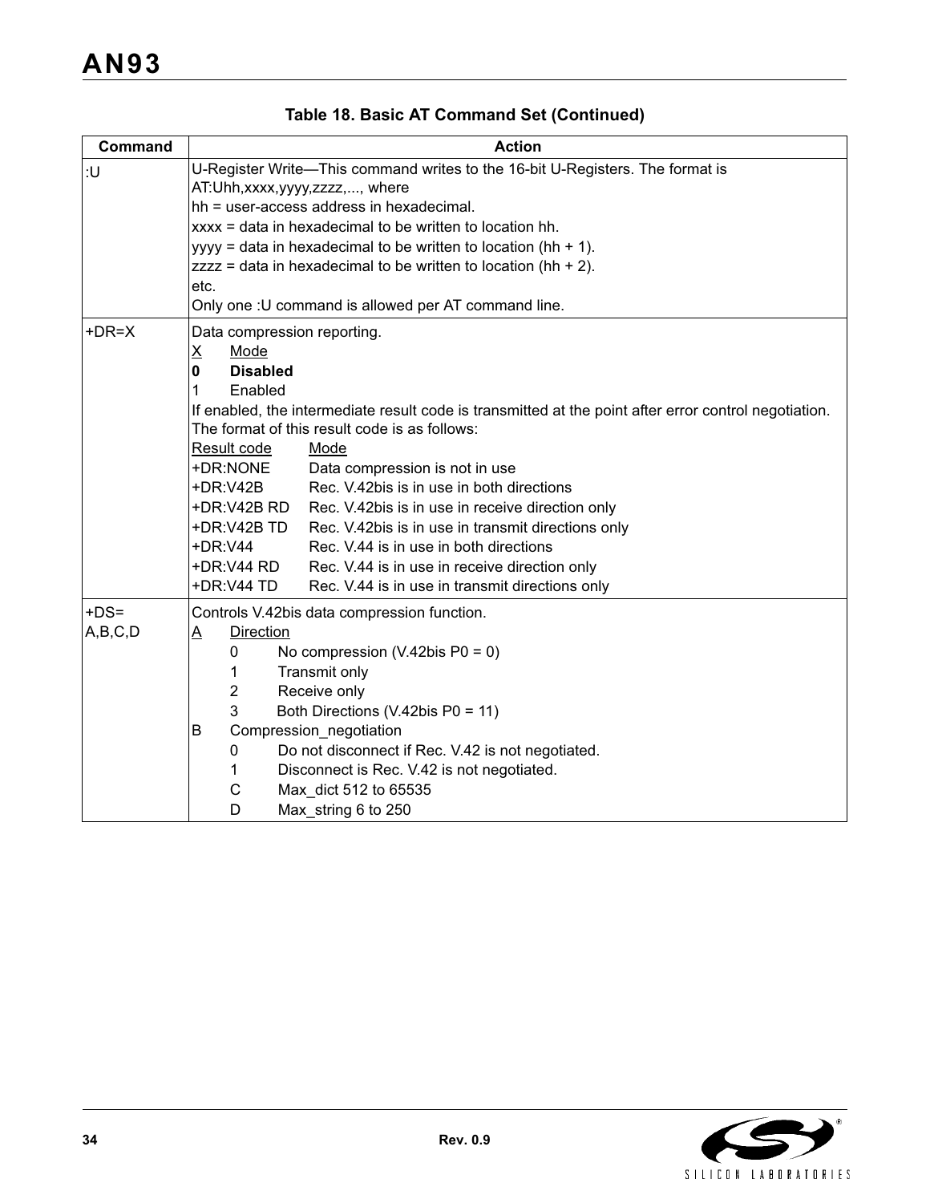**Table 18. Basic AT Command Set (Continued)**

| Command | Action |
|---|---|
| :U | U-Register Write—This command writes to the 16-bit U-Registers. The format is AT:Uhh,xxxx,yyyy,zzzz,..., where<br>hh = user-access address in hexadecimal.<br>xxxx = data in hexadecimal to be written to location hh.<br>yyyy = data in hexadecimal to be written to location (hh + 1).<br>zzzz = data in hexadecimal to be written to location (hh + 2).<br>etc.<br>Only one :U command is allowed per AT command line. |
| +DR=X | Data compression reporting.<br><u>X</u> <u>Mode</u><br>**0 Disabled**<br>1 Enabled<br>If enabled, the intermediate result code is transmitted at the point after error control negotiation. The format of this result code is as follows:<br><u>Result code</u> <u>Mode</u><br>+DR:NONE Data compression is not in use<br>+DR:V42B Rec. V.42bis is in use in both directions<br>+DR:V42B RD Rec. V.42bis is in use in receive direction only<br>+DR:V42B TD Rec. V.42bis is in use in transmit directions only<br>+DR:V44 Rec. V.44 is in use in both directions<br>+DR:V44 RD Rec. V.44 is in use in receive direction only<br>+DR:V44 TD Rec. V.44 is in use in transmit directions only |
| +DS=<br>A,B,C,D | Controls V.42bis data compression function.<br><u>A</u> <u>Direction</u><br>0 No compression (V.42bis P0 = 0)<br>1 Transmit only<br>2 Receive only<br>3 Both Directions (V.42bis P0 = 11)<br>B Compression_negotiation<br>0 Do not disconnect if Rec. V.42 is not negotiated.<br>1 Disconnect is Rec. V.42 is not negotiated.<br>C Max_dict 512 to 65535<br>D Max_string 6 to 250 |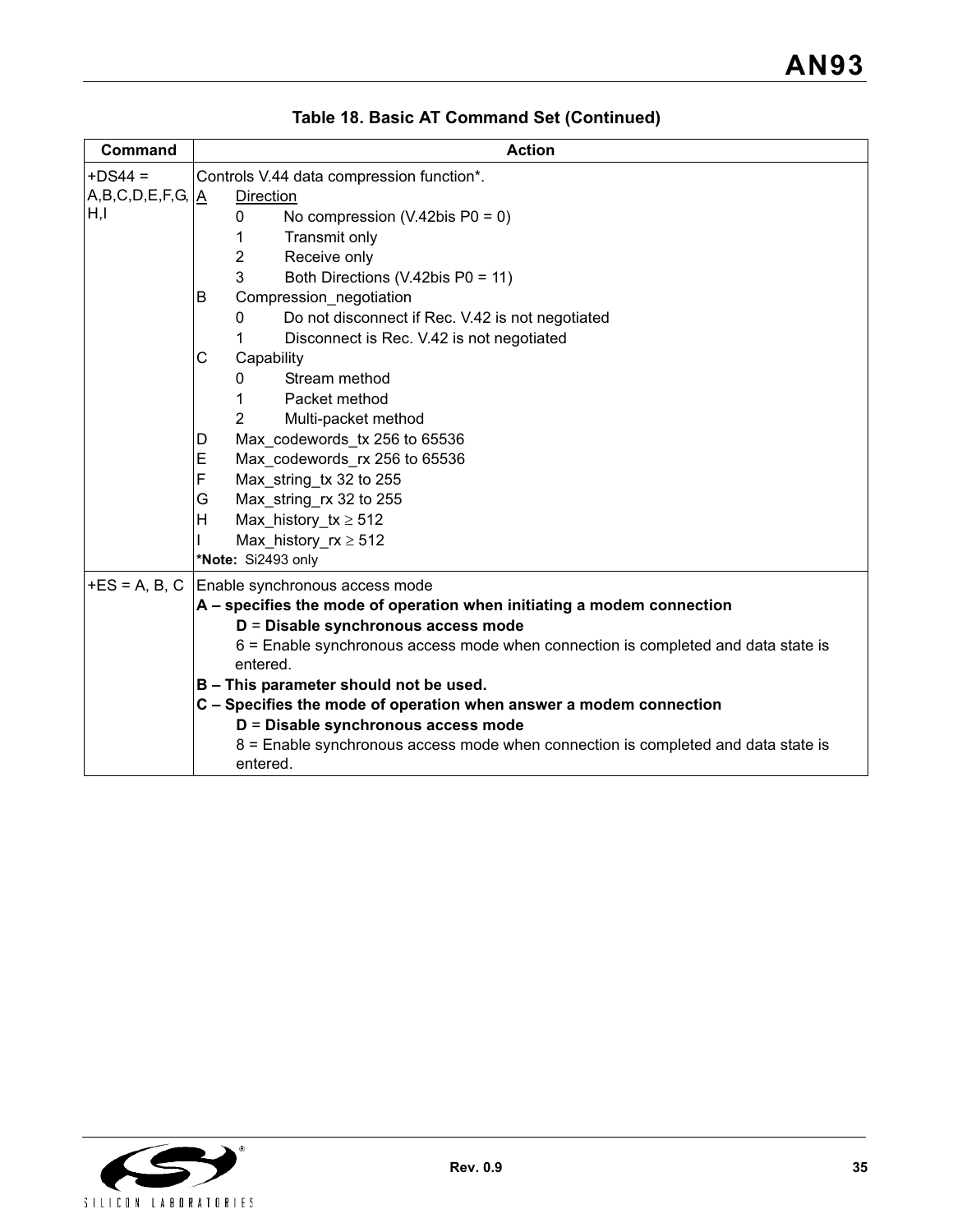**Table 18. Basic AT Command Set (Continued)**

| Command | Action |
|---|---|
| +DS44 = A,B,C,D,E,F,G,H,I | Controls V.44 data compression function*.<br>A Direction<br>0 No compression (V.42bis P0 = 0)<br>1 Transmit only<br>2 Receive only<br>3 Both Directions (V.42bis P0 = 11)<br>B Compression_negotiation<br>0 Do not disconnect if Rec. V.42 is not negotiated<br>1 Disconnect is Rec. V.42 is not negotiated<br>C Capability<br>0 Stream method<br>1 Packet method<br>2 Multi-packet method<br>D Max_codewords_tx 256 to 65536<br>E Max_codewords_rx 256 to 65536<br>F Max_string_tx 32 to 255<br>G Max_string_rx 32 to 255<br>H Max_history_tx ≥ 512<br>I Max_history_rx ≥ 512<br>***Note:** Si2493 only |
| +ES = A, B, C | Enable synchronous access mode<br>**A – specifies the mode of operation when initiating a modem connection**<br>**D = Disable synchronous access mode**<br>6 = Enable synchronous access mode when connection is completed and data state is entered.<br>**B – This parameter should not be used.**<br>**C – Specifies the mode of operation when answer a modem connection**<br>**D = Disable synchronous access mode**<br>8 = Enable synchronous access mode when connection is completed and data state is entered. |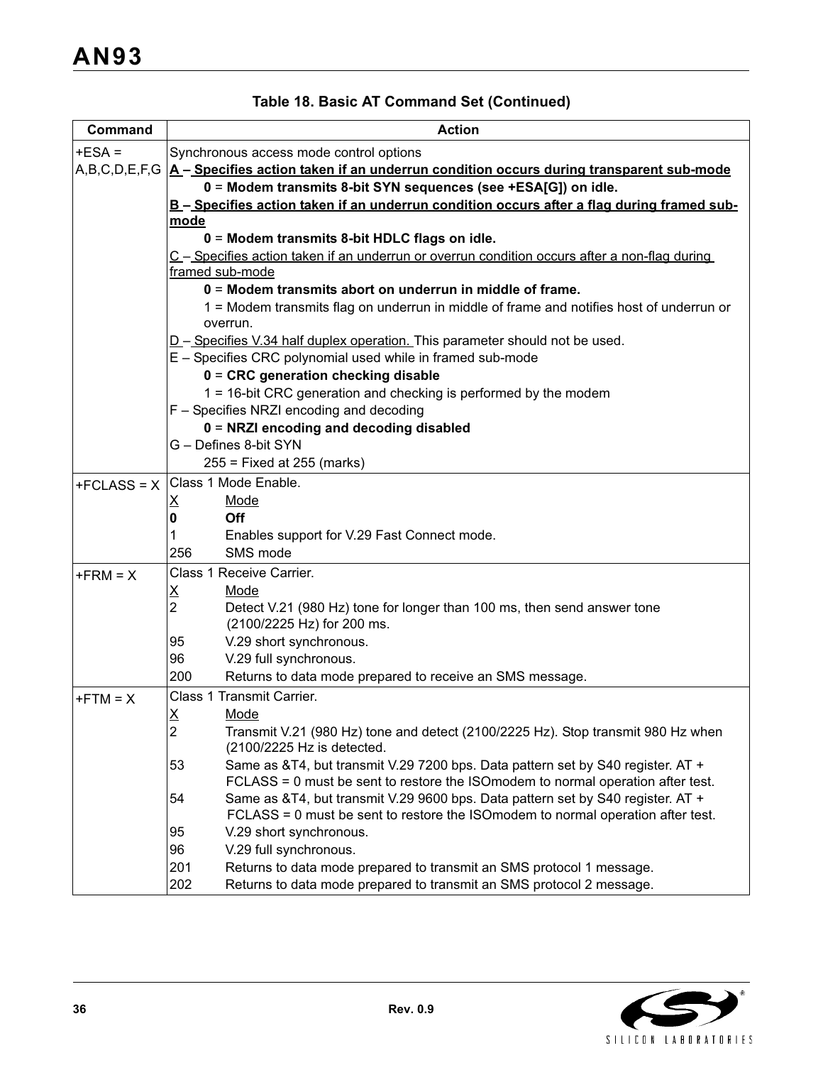**Table 18. Basic AT Command Set (Continued)**

| Command | Action |
|---|---|
| +ESA = A,B,C,D,E,F,G | Synchronous access mode control options<br>**A – Specifies action taken if an underrun condition occurs during transparent sub-mode**<br>**0 = Modem transmits 8-bit SYN sequences (see +ESA[G]) on idle.**<br>**B – Specifies action taken if an underrun condition occurs after a flag during framed sub-mode**<br>**0 = Modem transmits 8-bit HDLC flags on idle.**<br>C – Specifies action taken if an underrun or overrun condition occurs after a non-flag during framed sub-mode<br>**0 = Modem transmits abort on underrun in middle of frame.**<br>1 = Modem transmits flag on underrun in middle of frame and notifies host of underrun or overrun.<br>D – Specifies V.34 half duplex operation. This parameter should not be used.<br>E – Specifies CRC polynomial used while in framed sub-mode<br>**0 = CRC generation checking disable**<br>1 = 16-bit CRC generation and checking is performed by the modem<br>F – Specifies NRZI encoding and decoding<br>**0 = NRZI encoding and decoding disabled**<br>G – Defines 8-bit SYN<br>255 = Fixed at 255 (marks) |
| +FCLASS = X | Class 1 Mode Enable.<br>X — Mode<br>**0 — Off**<br>1 — Enables support for V.29 Fast Connect mode.<br>256 — SMS mode |
| +FRM = X | Class 1 Receive Carrier.<br>X — Mode<br>2 — Detect V.21 (980 Hz) tone for longer than 100 ms, then send answer tone (2100/2225 Hz) for 200 ms.<br>95 — V.29 short synchronous.<br>96 — V.29 full synchronous.<br>200 — Returns to data mode prepared to receive an SMS message. |
| +FTM = X | Class 1 Transmit Carrier.<br>X — Mode<br>2 — Transmit V.21 (980 Hz) tone and detect (2100/2225 Hz). Stop transmit 980 Hz when (2100/2225 Hz is detected.<br>53 — Same as &T4, but transmit V.29 7200 bps. Data pattern set by S40 register. AT + FCLASS = 0 must be sent to restore the ISOmodem to normal operation after test.<br>54 — Same as &T4, but transmit V.29 9600 bps. Data pattern set by S40 register. AT + FCLASS = 0 must be sent to restore the ISOmodem to normal operation after test.<br>95 — V.29 short synchronous.<br>96 — V.29 full synchronous.<br>201 — Returns to data mode prepared to transmit an SMS protocol 1 message.<br>202 — Returns to data mode prepared to transmit an SMS protocol 2 message. |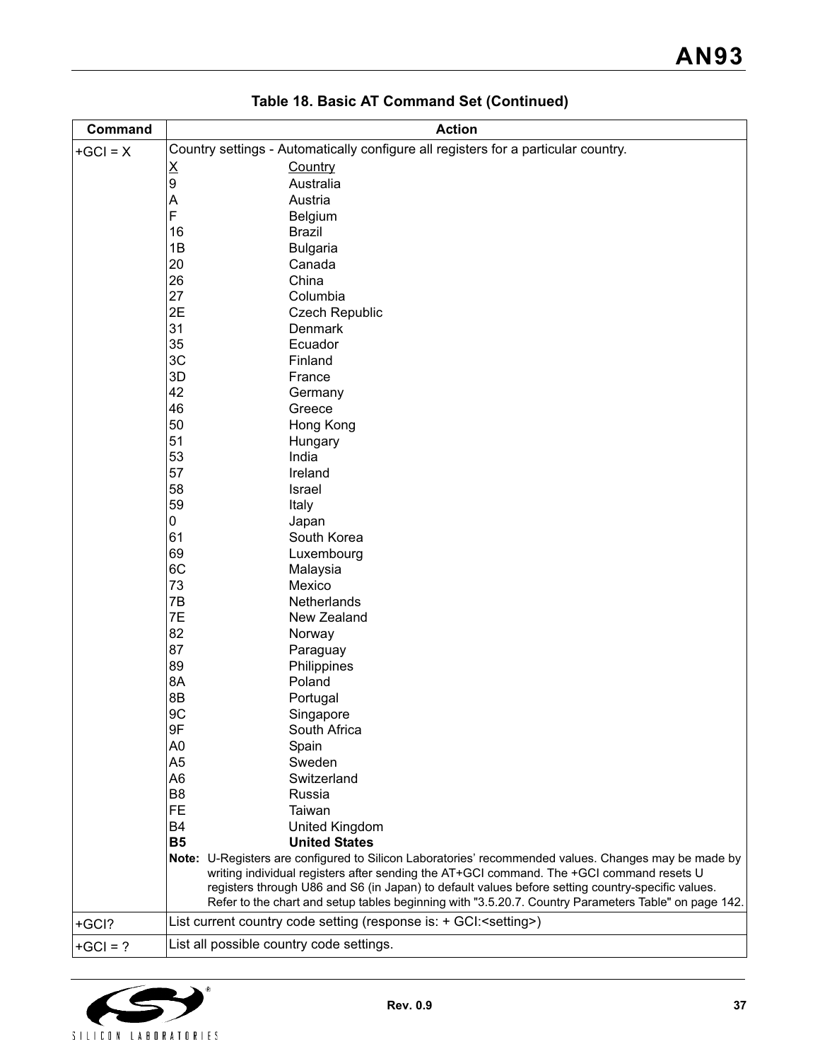**Table 18. Basic AT Command Set (Continued)**

| Command | Action |
|---|---|
| +GCI = X | Country settings - Automatically configure all registers for a particular country.<br><br>X — Country<br>9 — Australia<br>A — Austria<br>F — Belgium<br>16 — Brazil<br>1B — Bulgaria<br>20 — Canada<br>26 — China<br>27 — Columbia<br>2E — Czech Republic<br>31 — Denmark<br>35 — Ecuador<br>3C — Finland<br>3D — France<br>42 — Germany<br>46 — Greece<br>50 — Hong Kong<br>51 — Hungary<br>53 — India<br>57 — Ireland<br>58 — Israel<br>59 — Italy<br>0 — Japan<br>61 — South Korea<br>69 — Luxembourg<br>6C — Malaysia<br>73 — Mexico<br>7B — Netherlands<br>7E — New Zealand<br>82 — Norway<br>87 — Paraguay<br>89 — Philippines<br>8A — Poland<br>8B — Portugal<br>9C — Singapore<br>9F — South Africa<br>A0 — Spain<br>A5 — Sweden<br>A6 — Switzerland<br>B8 — Russia<br>FE — Taiwan<br>B4 — United Kingdom<br>**B5 — United States**<br><br>**Note:** U-Registers are configured to Silicon Laboratories' recommended values. Changes may be made by writing individual registers after sending the AT+GCI command. The +GCI command resets U registers through U86 and S6 (in Japan) to default values before setting country-specific values. Refer to the chart and setup tables beginning with "3.5.20.7. Country Parameters Table" on page 142. |
| +GCI? | List current country code setting (response is: + GCI:<setting>) |
| +GCI = ? | List all possible country code settings. |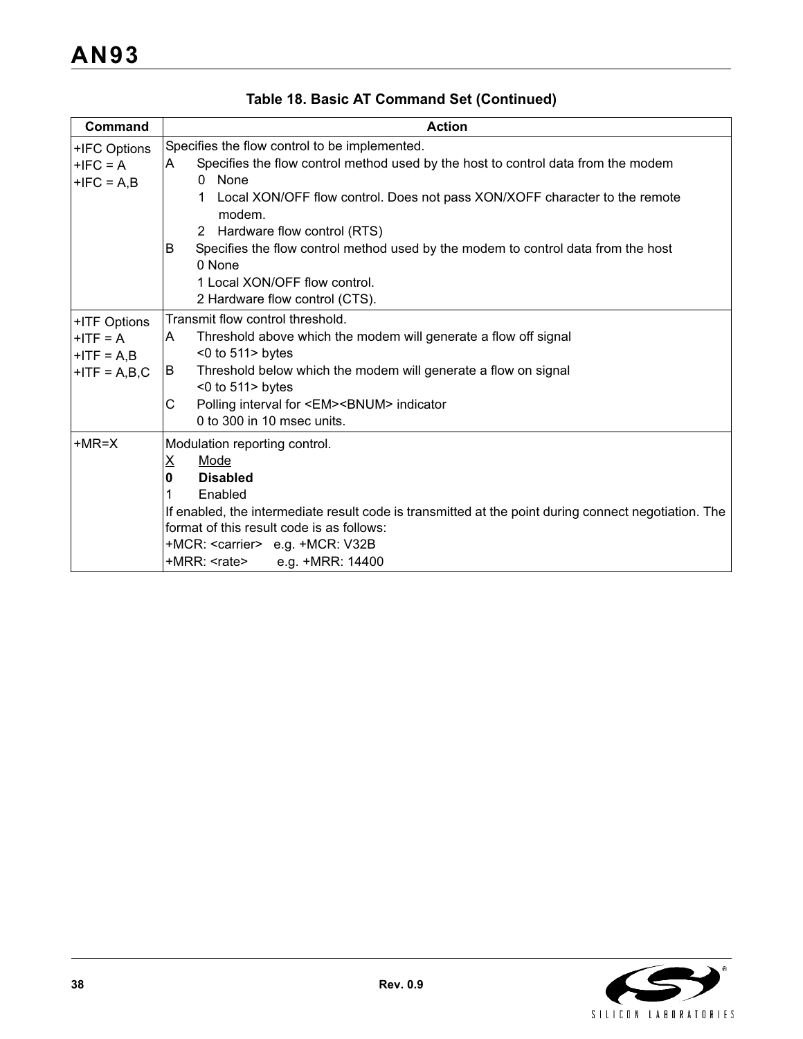**Table 18. Basic AT Command Set (Continued)**

| Command | Action |
|---|---|
| +IFC Options<br>+IFC = A<br>+IFC = A,B | Specifies the flow control to be implemented.<br>A Specifies the flow control method used by the host to control data from the modem<br>0 None<br>1 Local XON/OFF flow control. Does not pass XON/XOFF character to the remote modem.<br>2 Hardware flow control (RTS)<br>B Specifies the flow control method used by the modem to control data from the host<br>0 None<br>1 Local XON/OFF flow control.<br>2 Hardware flow control (CTS). |
| +ITF Options<br>+ITF = A<br>+ITF = A,B<br>+ITF = A,B,C | Transmit flow control threshold.<br>A Threshold above which the modem will generate a flow off signal<br><0 to 511> bytes<br>B Threshold below which the modem will generate a flow on signal<br><0 to 511> bytes<br>C Polling interval for <EM><BNUM> indicator<br>0 to 300 in 10 msec units. |
| +MR=X | Modulation reporting control.<br>X Mode<br>**0 Disabled**<br>1 Enabled<br>If enabled, the intermediate result code is transmitted at the point during connect negotiation. The format of this result code is as follows:<br>+MCR: <carrier> e.g. +MCR: V32B<br>+MRR: <rate> e.g. +MRR: 14400 |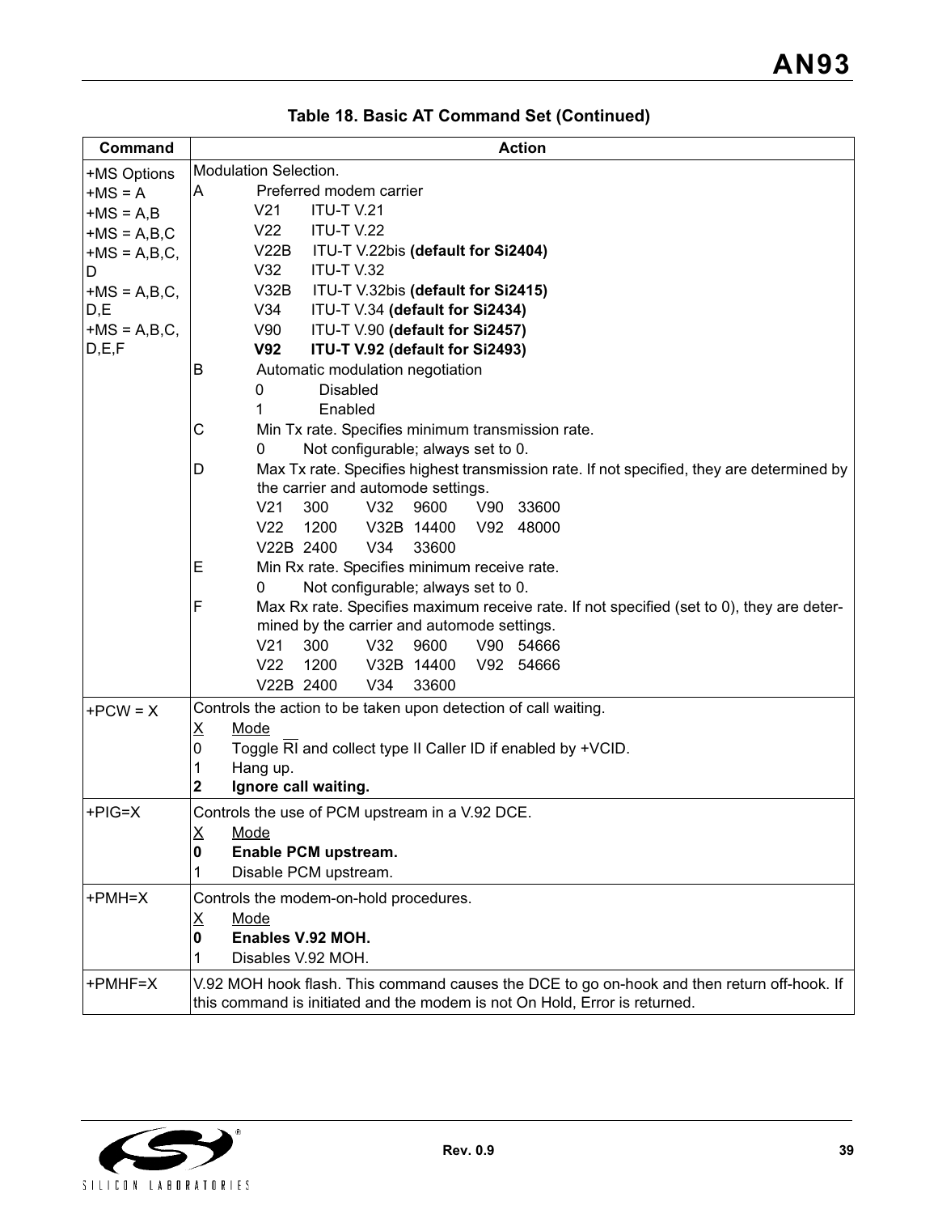**Table 18. Basic AT Command Set (Continued)**

| Command | Action |
|---|---|
| +MS Options<br>+MS = A<br>+MS = A,B<br>+MS = A,B,C<br>+MS = A,B,C,D<br>+MS = A,B,C,D,E<br>+MS = A,B,C,D,E,F | Modulation Selection.<br>A Preferred modem carrier<br>V21 ITU-T V.21<br>V22 ITU-T V.22<br>V22B ITU-T V.22bis **(default for Si2404)**<br>V32 ITU-T V.32<br>V32B ITU-T V.32bis **(default for Si2415)**<br>V34 ITU-T V.34 **(default for Si2434)**<br>V90 ITU-T V.90 **(default for Si2457)**<br>**V92 ITU-T V.92 (default for Si2493)**<br>B Automatic modulation negotiation<br>0 Disabled<br>1 Enabled<br>C Min Tx rate. Specifies minimum transmission rate.<br>0 Not configurable; always set to 0.<br>D Max Tx rate. Specifies highest transmission rate. If not specified, they are determined by the carrier and automode settings.<br>V21 300 V32 9600 V90 33600<br>V22 1200 V32B 14400 V92 48000<br>V22B 2400 V34 33600<br>E Min Rx rate. Specifies minimum receive rate.<br>0 Not configurable; always set to 0.<br>F Max Rx rate. Specifies maximum receive rate. If not specified (set to 0), they are determined by the carrier and automode settings.<br>V21 300 V32 9600 V90 54666<br>V22 1200 V32B 14400 V92 54666<br>V22B 2400 V34 33600 |
| +PCW = X | Controls the action to be taken upon detection of call waiting.<br><u>X</u> <u>Mode</u><br>0 Toggle $\overline{RI}$ and collect type II Caller ID if enabled by +VCID.<br>1 Hang up.<br>**2 Ignore call waiting.** |
| +PIG=X | Controls the use of PCM upstream in a V.92 DCE.<br><u>X</u> <u>Mode</u><br>**0 Enable PCM upstream.**<br>1 Disable PCM upstream. |
| +PMH=X | Controls the modem-on-hold procedures.<br><u>X</u> <u>Mode</u><br>**0 Enables V.92 MOH.**<br>1 Disables V.92 MOH. |
| +PMHF=X | V.92 MOH hook flash. This command causes the DCE to go on-hook and then return off-hook. If this command is initiated and the modem is not On Hold, Error is returned. |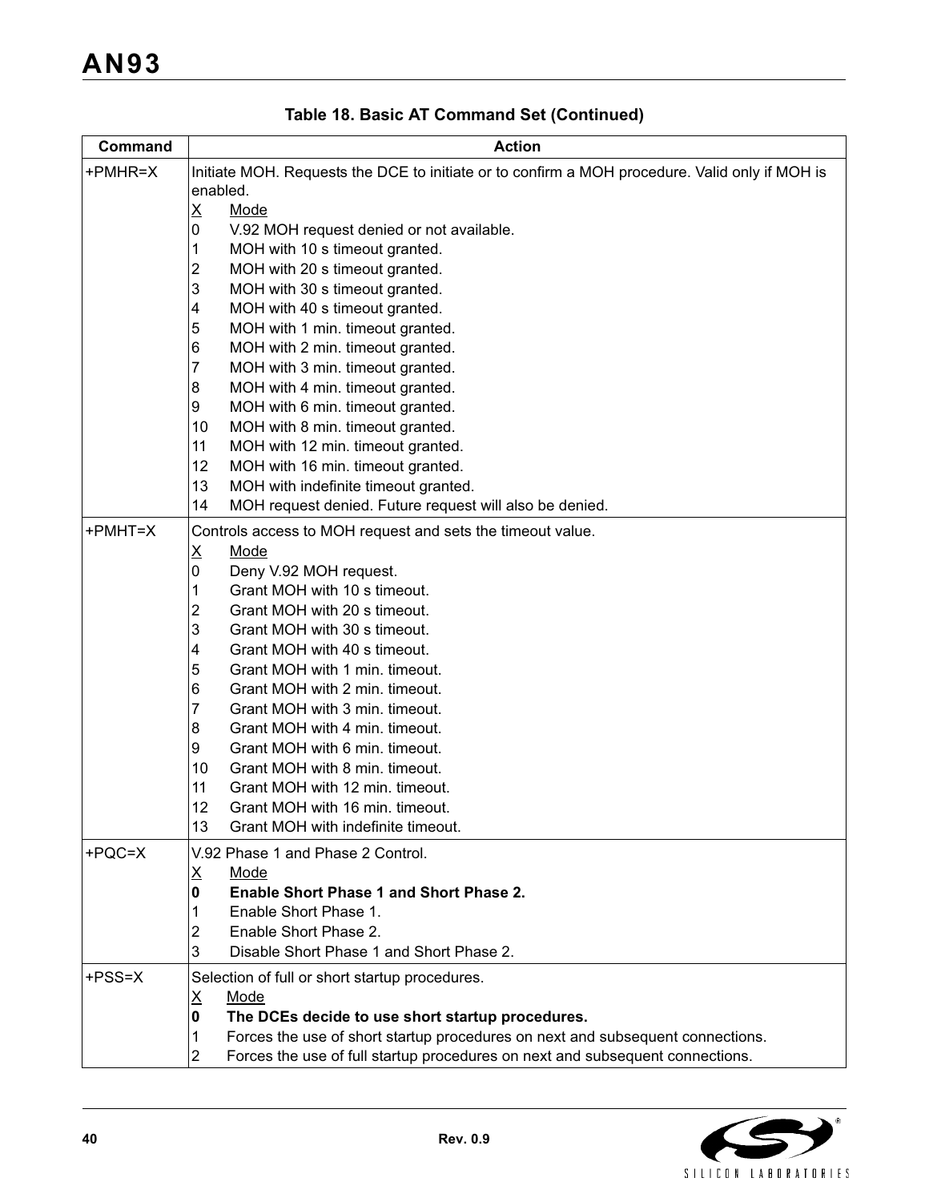**Table 18. Basic AT Command Set (Continued)**

| Command | Action |
|---|---|
| +PMHR=X | Initiate MOH. Requests the DCE to initiate or to confirm a MOH procedure. Valid only if MOH is enabled.<br>X Mode<br>0 V.92 MOH request denied or not available.<br>1 MOH with 10 s timeout granted.<br>2 MOH with 20 s timeout granted.<br>3 MOH with 30 s timeout granted.<br>4 MOH with 40 s timeout granted.<br>5 MOH with 1 min. timeout granted.<br>6 MOH with 2 min. timeout granted.<br>7 MOH with 3 min. timeout granted.<br>8 MOH with 4 min. timeout granted.<br>9 MOH with 6 min. timeout granted.<br>10 MOH with 8 min. timeout granted.<br>11 MOH with 12 min. timeout granted.<br>12 MOH with 16 min. timeout granted.<br>13 MOH with indefinite timeout granted.<br>14 MOH request denied. Future request will also be denied. |
| +PMHT=X | Controls access to MOH request and sets the timeout value.<br>X Mode<br>0 Deny V.92 MOH request.<br>1 Grant MOH with 10 s timeout.<br>2 Grant MOH with 20 s timeout.<br>3 Grant MOH with 30 s timeout.<br>4 Grant MOH with 40 s timeout.<br>5 Grant MOH with 1 min. timeout.<br>6 Grant MOH with 2 min. timeout.<br>7 Grant MOH with 3 min. timeout.<br>8 Grant MOH with 4 min. timeout.<br>9 Grant MOH with 6 min. timeout.<br>10 Grant MOH with 8 min. timeout.<br>11 Grant MOH with 12 min. timeout.<br>12 Grant MOH with 16 min. timeout.<br>13 Grant MOH with indefinite timeout. |
| +PQC=X | V.92 Phase 1 and Phase 2 Control.<br>X Mode<br>**0 Enable Short Phase 1 and Short Phase 2.**<br>1 Enable Short Phase 1.<br>2 Enable Short Phase 2.<br>3 Disable Short Phase 1 and Short Phase 2. |
| +PSS=X | Selection of full or short startup procedures.<br>X Mode<br>**0 The DCEs decide to use short startup procedures.**<br>1 Forces the use of short startup procedures on next and subsequent connections.<br>2 Forces the use of full startup procedures on next and subsequent connections. |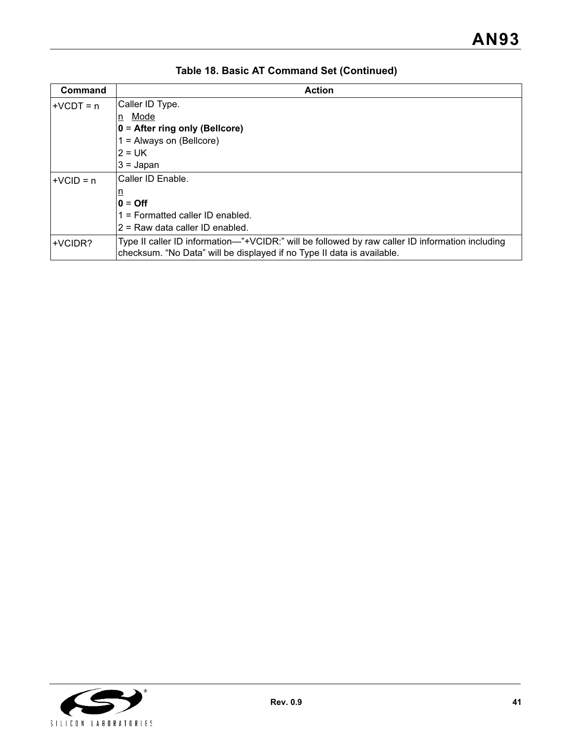**Table 18. Basic AT Command Set (Continued)**

| Command | Action |
|---|---|
| +VCDT = n | Caller ID Type.<br>n Mode<br>**0 = After ring only (Bellcore)**<br>1 = Always on (Bellcore)<br>2 = UK<br>3 = Japan |
| +VCID = n | Caller ID Enable.<br>n<br>**0 = Off**<br>1 = Formatted caller ID enabled.<br>2 = Raw data caller ID enabled. |
| +VCIDR? | Type II caller ID information—"+VCIDR:" will be followed by raw caller ID information including checksum. "No Data" will be displayed if no Type II data is available. |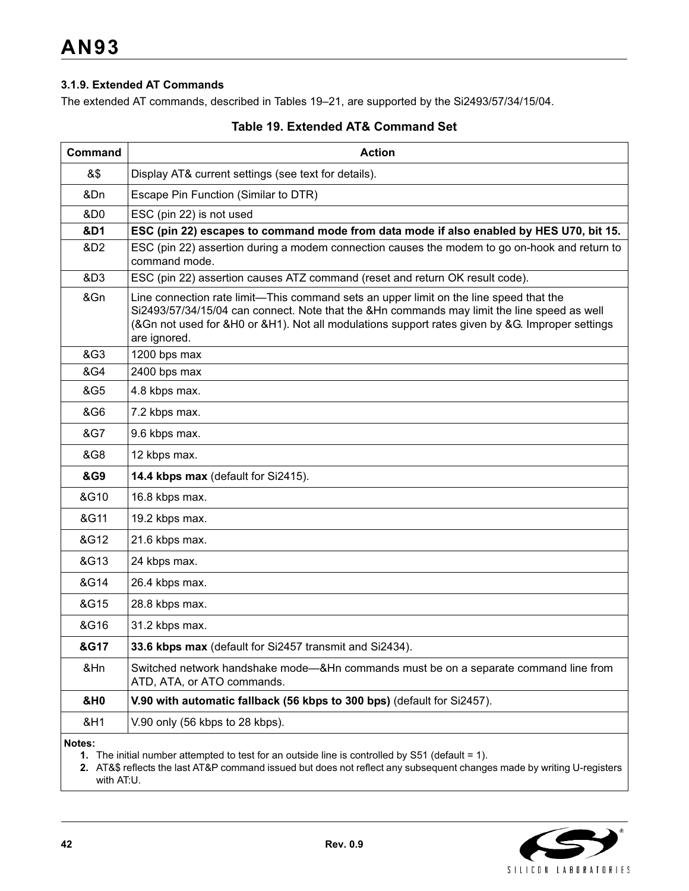### 3.1.9. Extended AT Commands

The extended AT commands, described in Tables 19–21, are supported by the Si2493/57/34/15/04.

**Table 19. Extended AT& Command Set**

| Command | Action |
|---|---|
| &$ | Display AT& current settings (see text for details). |
| &Dn | Escape Pin Function (Similar to DTR) |
| &D0 | ESC (pin 22) is not used |
| **&D1** | **ESC (pin 22) escapes to command mode from data mode if also enabled by HES U70, bit 15.** |
| &D2 | ESC (pin 22) assertion during a modem connection causes the modem to go on-hook and return to command mode. |
| &D3 | ESC (pin 22) assertion causes ATZ command (reset and return OK result code). |
| &Gn | Line connection rate limit—This command sets an upper limit on the line speed that the Si2493/57/34/15/04 can connect. Note that the &Hn commands may limit the line speed as well (&Gn not used for &H0 or &H1). Not all modulations support rates given by &G. Improper settings are ignored. |
| &G3 | 1200 bps max |
| &G4 | 2400 bps max |
| &G5 | 4.8 kbps max. |
| &G6 | 7.2 kbps max. |
| &G7 | 9.6 kbps max. |
| &G8 | 12 kbps max. |
| **&G9** | **14.4 kbps max** (default for Si2415). |
| &G10 | 16.8 kbps max. |
| &G11 | 19.2 kbps max. |
| &G12 | 21.6 kbps max. |
| &G13 | 24 kbps max. |
| &G14 | 26.4 kbps max. |
| &G15 | 28.8 kbps max. |
| &G16 | 31.2 kbps max. |
| **&G17** | **33.6 kbps max** (default for Si2457 transmit and Si2434). |
| &Hn | Switched network handshake mode—&Hn commands must be on a separate command line from ATD, ATA, or ATO commands. |
| **&H0** | **V.90 with automatic fallback (56 kbps to 300 bps)** (default for Si2457). |
| &H1 | V.90 only (56 kbps to 28 kbps). |

**Notes:**

1. The initial number attempted to test for an outside line is controlled by S51 (default = 1).
2. AT&$ reflects the last AT&P command issued but does not reflect any subsequent changes made by writing U-registers with AT:U.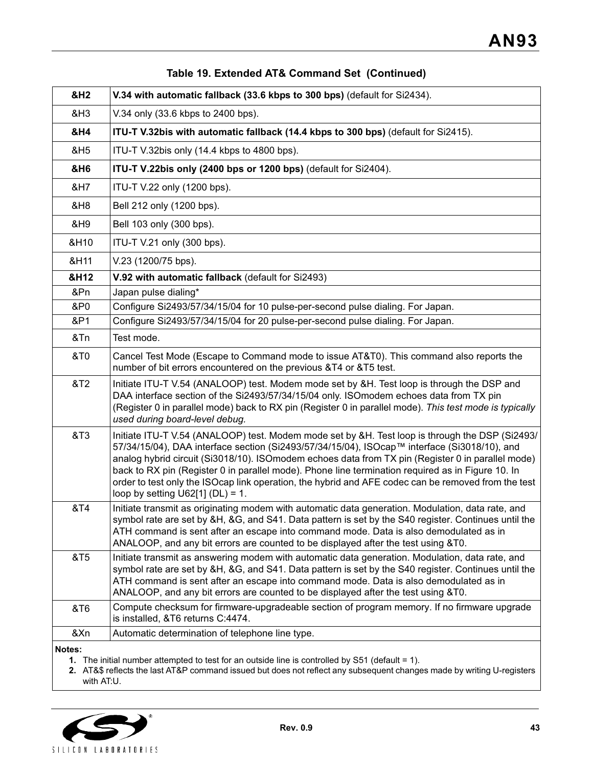**Table 19. Extended AT& Command Set (Continued)**

| | |
|---|---|
| **&H2** | **V.34 with automatic fallback (33.6 kbps to 300 bps)** (default for Si2434). |
| &H3 | V.34 only (33.6 kbps to 2400 bps). |
| **&H4** | **ITU-T V.32bis with automatic fallback (14.4 kbps to 300 bps)** (default for Si2415). |
| &H5 | ITU-T V.32bis only (14.4 kbps to 4800 bps). |
| **&H6** | **ITU-T V.22bis only (2400 bps or 1200 bps)** (default for Si2404). |
| &H7 | ITU-T V.22 only (1200 bps). |
| &H8 | Bell 212 only (1200 bps). |
| &H9 | Bell 103 only (300 bps). |
| &H10 | ITU-T V.21 only (300 bps). |
| &H11 | V.23 (1200/75 bps). |
| **&H12** | **V.92 with automatic fallback** (default for Si2493) |
| &Pn | Japan pulse dialing* |
| &P0 | Configure Si2493/57/34/15/04 for 10 pulse-per-second pulse dialing. For Japan. |
| &P1 | Configure Si2493/57/34/15/04 for 20 pulse-per-second pulse dialing. For Japan. |
| &Tn | Test mode. |
| &T0 | Cancel Test Mode (Escape to Command mode to issue AT&T0). This command also reports the number of bit errors encountered on the previous &T4 or &T5 test. |
| &T2 | Initiate ITU-T V.54 (ANALOOP) test. Modem mode set by &H. Test loop is through the DSP and DAA interface section of the Si2493/57/34/15/04 only. ISOmodem echoes data from TX pin (Register 0 in parallel mode) back to RX pin (Register 0 in parallel mode). *This test mode is typically used during board-level debug.* |
| &T3 | Initiate ITU-T V.54 (ANALOOP) test. Modem mode set by &H. Test loop is through the DSP (Si2493/57/34/15/04), DAA interface section (Si2493/57/34/15/04), ISOcap™ interface (Si3018/10), and analog hybrid circuit (Si3018/10). ISOmodem echoes data from TX pin (Register 0 in parallel mode) back to RX pin (Register 0 in parallel mode). Phone line termination required as in Figure 10. In order to test only the ISOcap link operation, the hybrid and AFE codec can be removed from the test loop by setting U62[1] (DL) = 1. |
| &T4 | Initiate transmit as originating modem with automatic data generation. Modulation, data rate, and symbol rate are set by &H, &G, and S41. Data pattern is set by the S40 register. Continues until the ATH command is sent after an escape into command mode. Data is also demodulated as in ANALOOP, and any bit errors are counted to be displayed after the test using &T0. |
| &T5 | Initiate transmit as answering modem with automatic data generation. Modulation, data rate, and symbol rate are set by &H, &G, and S41. Data pattern is set by the S40 register. Continues until the ATH command is sent after an escape into command mode. Data is also demodulated as in ANALOOP, and any bit errors are counted to be displayed after the test using &T0. |
| &T6 | Compute checksum for firmware-upgradeable section of program memory. If no firmware upgrade is installed, &T6 returns C:4474. |
| &Xn | Automatic determination of telephone line type. |

**Notes:**

1. The initial number attempted to test for an outside line is controlled by S51 (default = 1).
2. AT&$ reflects the last AT&P command issued but does not reflect any subsequent changes made by writing U-registers with AT:U.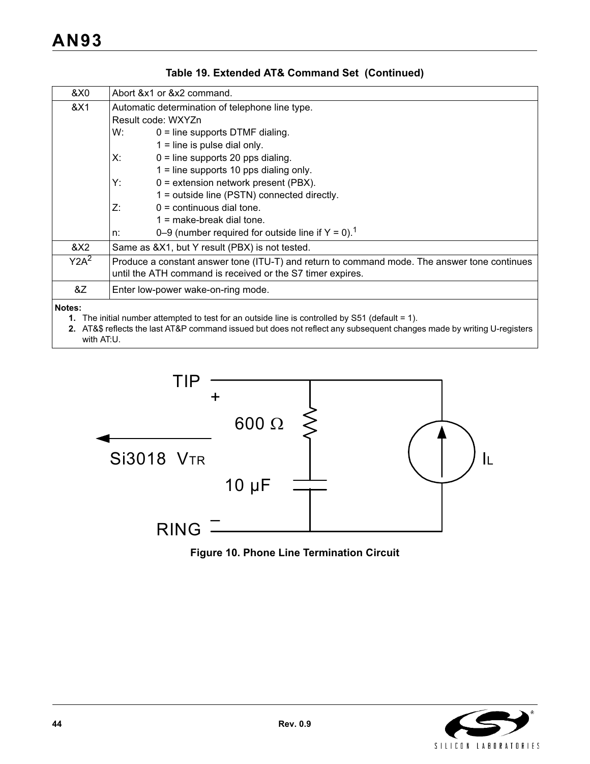**Table 19. Extended AT& Command Set (Continued)**

| | |
|---|---|
| &X0 | Abort &x1 or &x2 command. |
| &X1 | Automatic determination of telephone line type.<br>Result code: WXYZn<br>W: 0 = line supports DTMF dialing.<br>1 = line is pulse dial only.<br>X: 0 = line supports 20 pps dialing.<br>1 = line supports 10 pps dialing only.<br>Y: 0 = extension network present (PBX).<br>1 = outside line (PSTN) connected directly.<br>Z: 0 = continuous dial tone.<br>1 = make-break dial tone.<br>n: 0–9 (number required for outside line if Y = 0).[1] |
| &X2 | Same as &X1, but Y result (PBX) is not tested. |
| Y2A[2] | Produce a constant answer tone (ITU-T) and return to command mode. The answer tone continues until the ATH command is received or the S7 timer expires. |
| &Z | Enter low-power wake-on-ring mode. |

**Notes:**
1. The initial number attempted to test for an outside line is controlled by S51 (default = 1).
2. AT&$ reflects the last AT&P command issued but does not reflect any subsequent changes made by writing U-registers with AT:U.

TIP + 600 Ω 10 µF Si3018 $V_{TR}$ $I_L$ RING –

**Figure 10. Phone Line Termination Circuit**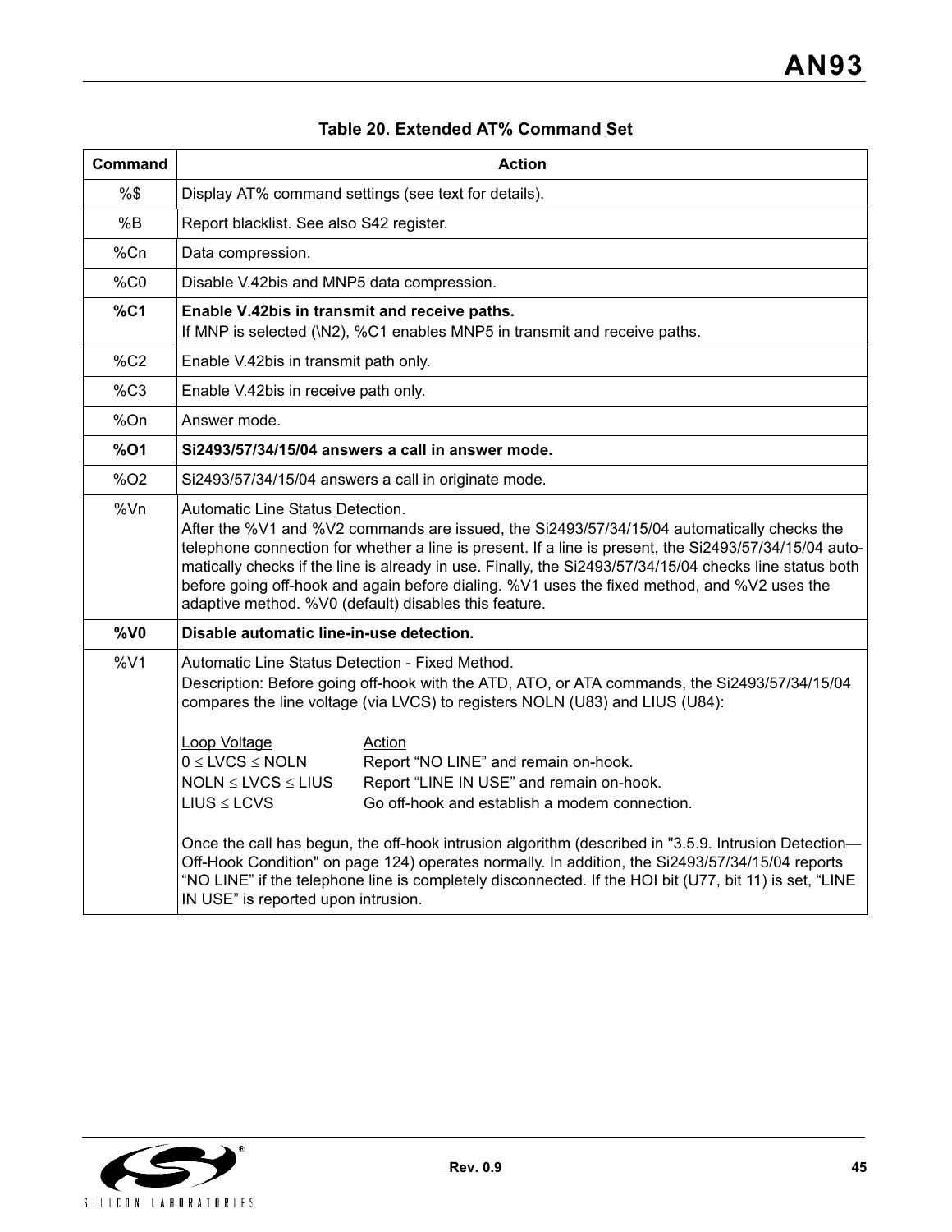**Table 20. Extended AT% Command Set**

| Command | Action |
|---|---|
| %$ | Display AT% command settings (see text for details). |
| %B | Report blacklist. See also S42 register. |
| %Cn | Data compression. |
| %C0 | Disable V.42bis and MNP5 data compression. |
| **%C1** | **Enable V.42bis in transmit and receive paths.**<br>If MNP is selected (\N2), %C1 enables MNP5 in transmit and receive paths. |
| %C2 | Enable V.42bis in transmit path only. |
| %C3 | Enable V.42bis in receive path only. |
| %On | Answer mode. |
| **%O1** | **Si2493/57/34/15/04 answers a call in answer mode.** |
| %O2 | Si2493/57/34/15/04 answers a call in originate mode. |
| %Vn | Automatic Line Status Detection.<br>After the %V1 and %V2 commands are issued, the Si2493/57/34/15/04 automatically checks the telephone connection for whether a line is present. If a line is present, the Si2493/57/34/15/04 automatically checks if the line is already in use. Finally, the Si2493/57/34/15/04 checks line status both before going off-hook and again before dialing. %V1 uses the fixed method, and %V2 uses the adaptive method. %V0 (default) disables this feature. |
| **%V0** | **Disable automatic line-in-use detection.** |
| %V1 | Automatic Line Status Detection - Fixed Method.<br>Description: Before going off-hook with the ATD, ATO, or ATA commands, the Si2493/57/34/15/04 compares the line voltage (via LVCS) to registers NOLN (U83) and LIUS (U84):<br><br>Loop Voltage — Action<br>0 ≤ LVCS ≤ NOLN — Report "NO LINE" and remain on-hook.<br>NOLN ≤ LVCS ≤ LIUS — Report "LINE IN USE" and remain on-hook.<br>LIUS ≤ LCVS — Go off-hook and establish a modem connection.<br><br>Once the call has begun, the off-hook intrusion algorithm (described in "3.5.9. Intrusion Detection—Off-Hook Condition" on page 124) operates normally. In addition, the Si2493/57/34/15/04 reports "NO LINE" if the telephone line is completely disconnected. If the HOI bit (U77, bit 11) is set, "LINE IN USE" is reported upon intrusion. |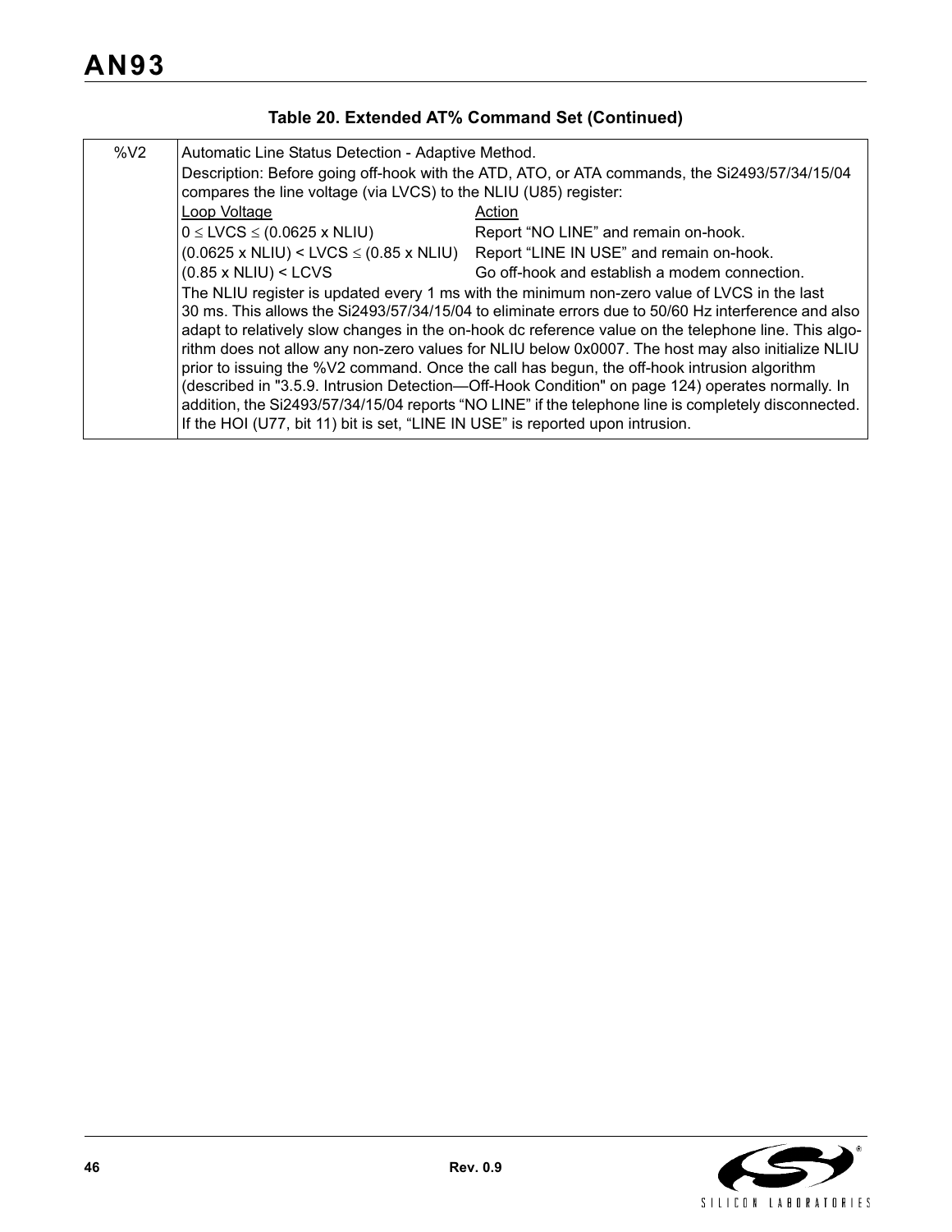**Table 20. Extended AT% Command Set (Continued)**

| | |
|---|---|
| %V2 | Automatic Line Status Detection - Adaptive Method.<br>Description: Before going off-hook with the ATD, ATO, or ATA commands, the Si2493/57/34/15/04 compares the line voltage (via LVCS) to the NLIU (U85) register:<br><u>Loop Voltage</u> — <u>Action</u><br>0 ≤ LVCS ≤ (0.0625 x NLIU) — Report “NO LINE” and remain on-hook.<br>(0.0625 x NLIU) < LVCS ≤ (0.85 x NLIU) — Report “LINE IN USE” and remain on-hook.<br>(0.85 x NLIU) < LCVS — Go off-hook and establish a modem connection.<br>The NLIU register is updated every 1 ms with the minimum non-zero value of LVCS in the last 30 ms. This allows the Si2493/57/34/15/04 to eliminate errors due to 50/60 Hz interference and also adapt to relatively slow changes in the on-hook dc reference value on the telephone line. This algorithm does not allow any non-zero values for NLIU below 0x0007. The host may also initialize NLIU prior to issuing the %V2 command. Once the call has begun, the off-hook intrusion algorithm (described in "3.5.9. Intrusion Detection—Off-Hook Condition" on page 124) operates normally. In addition, the Si2493/57/34/15/04 reports “NO LINE” if the telephone line is completely disconnected. If the HOI (U77, bit 11) bit is set, “LINE IN USE” is reported upon intrusion. |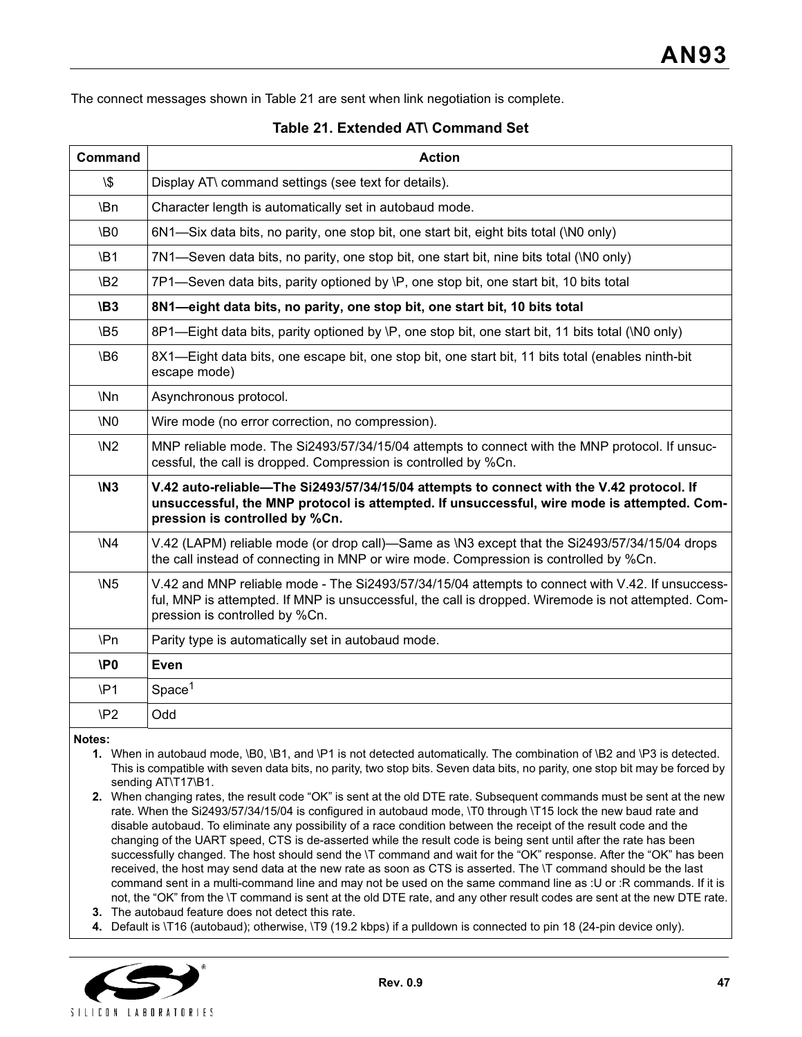The connect messages shown in Table 21 are sent when link negotiation is complete.

**Table 21. Extended AT\ Command Set**

| Command | Action |
|---|---|
| \$ | Display AT\ command settings (see text for details). |
| \Bn | Character length is automatically set in autobaud mode. |
| \B0 | 6N1—Six data bits, no parity, one stop bit, one start bit, eight bits total (\N0 only) |
| \B1 | 7N1—Seven data bits, no parity, one stop bit, one start bit, nine bits total (\N0 only) |
| \B2 | 7P1—Seven data bits, parity optioned by \P, one stop bit, one start bit, 10 bits total |
| **\B3** | **8N1—eight data bits, no parity, one stop bit, one start bit, 10 bits total** |
| \B5 | 8P1—Eight data bits, parity optioned by \P, one stop bit, one start bit, 11 bits total (\N0 only) |
| \B6 | 8X1—Eight data bits, one escape bit, one stop bit, one start bit, 11 bits total (enables ninth-bit escape mode) |
| \Nn | Asynchronous protocol. |
| \N0 | Wire mode (no error correction, no compression). |
| \N2 | MNP reliable mode. The Si2493/57/34/15/04 attempts to connect with the MNP protocol. If unsuccessful, the call is dropped. Compression is controlled by %Cn. |
| **\N3** | **V.42 auto-reliable—The Si2493/57/34/15/04 attempts to connect with the V.42 protocol. If unsuccessful, the MNP protocol is attempted. If unsuccessful, wire mode is attempted. Compression is controlled by %Cn.** |
| \N4 | V.42 (LAPM) reliable mode (or drop call)—Same as \N3 except that the Si2493/57/34/15/04 drops the call instead of connecting in MNP or wire mode. Compression is controlled by %Cn. |
| \N5 | V.42 and MNP reliable mode - The Si2493/57/34/15/04 attempts to connect with V.42. If unsuccessful, MNP is attempted. If MNP is unsuccessful, the call is dropped. Wiremode is not attempted. Compression is controlled by %Cn. |
| \Pn | Parity type is automatically set in autobaud mode. |
| **\P0** | **Even** |
| \P1 | Space[1] |
| \P2 | Odd |

**Notes:**

1. When in autobaud mode, \B0, \B1, and \P1 is not detected automatically. The combination of \B2 and \P3 is detected. This is compatible with seven data bits, no parity, two stop bits. Seven data bits, no parity, one stop bit may be forced by sending AT\T17\B1.
2. When changing rates, the result code “OK” is sent at the old DTE rate. Subsequent commands must be sent at the new rate. When the Si2493/57/34/15/04 is configured in autobaud mode, \T0 through \T15 lock the new baud rate and disable autobaud. To eliminate any possibility of a race condition between the receipt of the result code and the changing of the UART speed, CTS is de-asserted while the result code is being sent until after the rate has been successfully changed. The host should send the \T command and wait for the “OK” response. After the “OK” has been received, the host may send data at the new rate as soon as CTS is asserted. The \T command should be the last command sent in a multi-command line and may not be used on the same command line as :U or :R commands. If it is not, the “OK” from the \T command is sent at the old DTE rate, and any other result codes are sent at the new DTE rate.
3. The autobaud feature does not detect this rate.
4. Default is \T16 (autobaud); otherwise, \T9 (19.2 kbps) if a pulldown is connected to pin 18 (24-pin device only).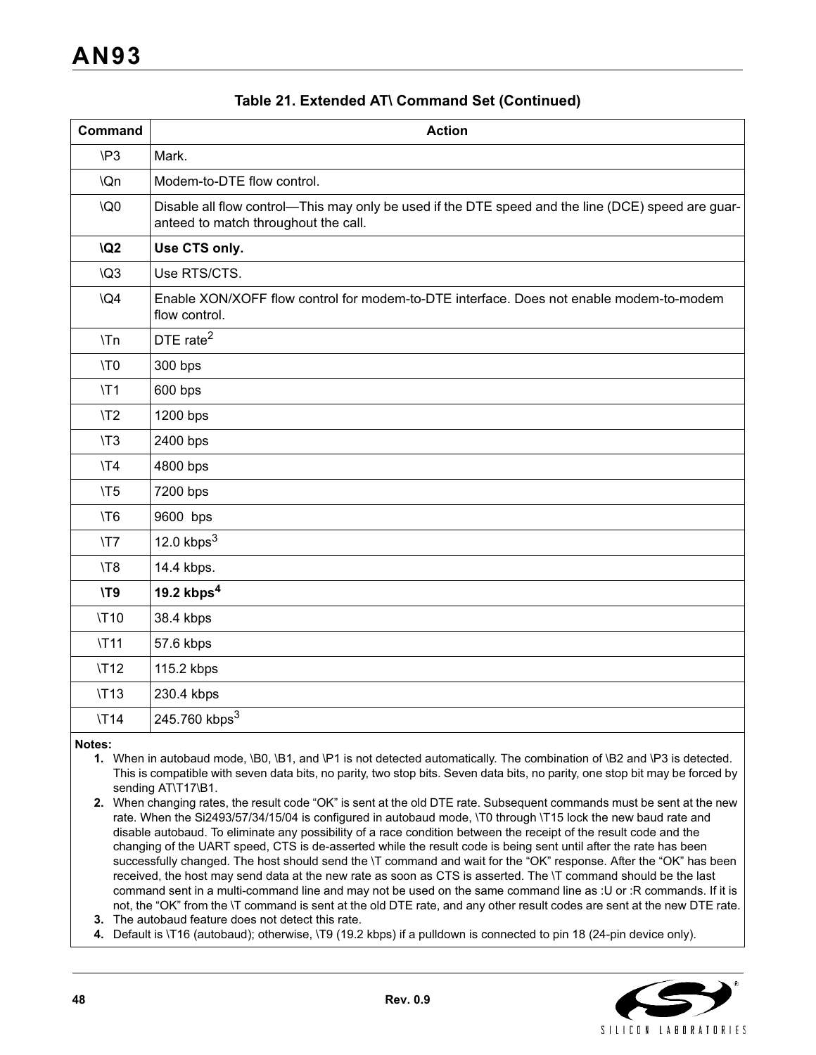**Table 21. Extended AT\ Command Set (Continued)**

| Command | Action |
|---|---|
| \P3 | Mark. |
| \Qn | Modem-to-DTE flow control. |
| \Q0 | Disable all flow control—This may only be used if the DTE speed and the line (DCE) speed are guaranteed to match throughout the call. |
| **\Q2** | **Use CTS only.** |
| \Q3 | Use RTS/CTS. |
| \Q4 | Enable XON/XOFF flow control for modem-to-DTE interface. Does not enable modem-to-modem flow control. |
| \Tn | DTE rate[2] |
| \T0 | 300 bps |
| \T1 | 600 bps |
| \T2 | 1200 bps |
| \T3 | 2400 bps |
| \T4 | 4800 bps |
| \T5 | 7200 bps |
| \T6 | 9600 bps |
| \T7 | 12.0 kbps[3] |
| \T8 | 14.4 kbps. |
| **\T9** | **19.2 kbps[4]** |
| \T10 | 38.4 kbps |
| \T11 | 57.6 kbps |
| \T12 | 115.2 kbps |
| \T13 | 230.4 kbps |
| \T14 | 245.760 kbps[3] |

**Notes:**

1. When in autobaud mode, \B0, \B1, and \P1 is not detected automatically. The combination of \B2 and \P3 is detected. This is compatible with seven data bits, no parity, two stop bits. Seven data bits, no parity, one stop bit may be forced by sending AT\T17\B1.
2. When changing rates, the result code "OK" is sent at the old DTE rate. Subsequent commands must be sent at the new rate. When the Si2493/57/34/15/04 is configured in autobaud mode, \T0 through \T15 lock the new baud rate and disable autobaud. To eliminate any possibility of a race condition between the receipt of the result code and the changing of the UART speed, CTS is de-asserted while the result code is being sent until after the rate has been successfully changed. The host should send the \T command and wait for the "OK" response. After the "OK" has been received, the host may send data at the new rate as soon as CTS is asserted. The \T command should be the last command sent in a multi-command line and may not be used on the same command line as :U or :R commands. If it is not, the "OK" from the \T command is sent at the old DTE rate, and any other result codes are sent at the new DTE rate.
3. The autobaud feature does not detect this rate.
4. Default is \T16 (autobaud); otherwise, \T9 (19.2 kbps) if a pulldown is connected to pin 18 (24-pin device only).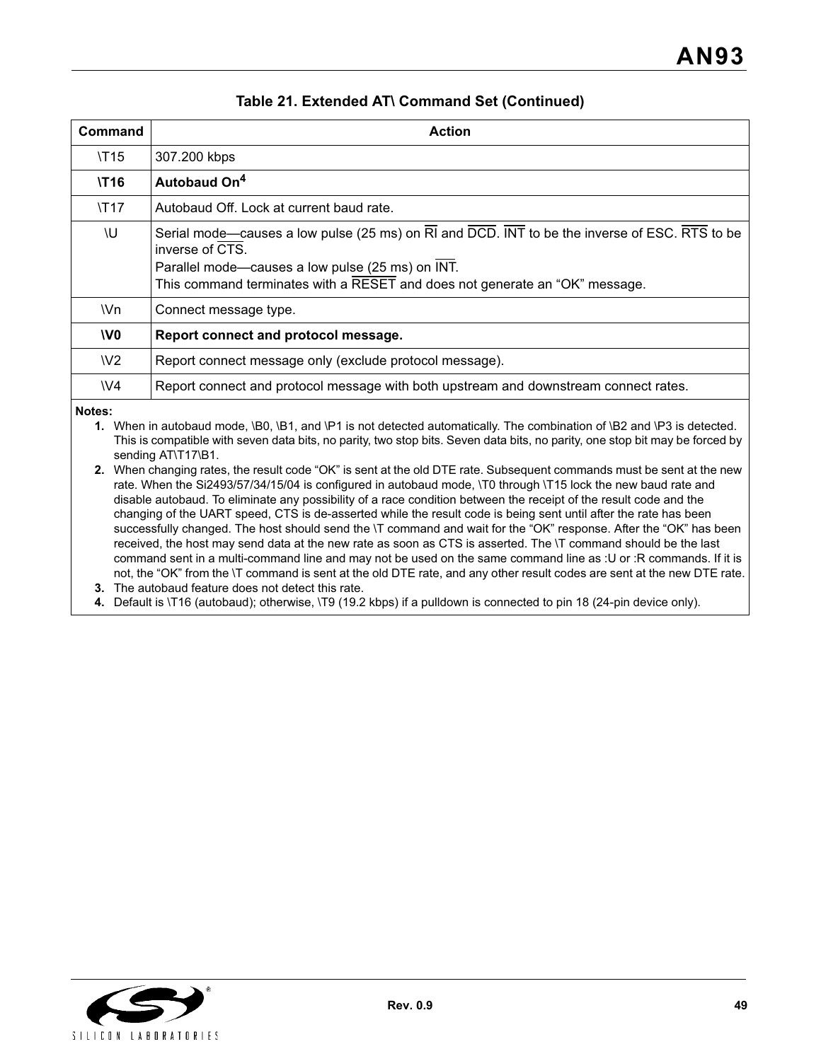**Table 21. Extended AT\ Command Set (Continued)**

| Command | Action |
|---|---|
| \T15 | 307.200 kbps |
| **\T16** | **Autobaud On[4]** |
| \T17 | Autobaud Off. Lock at current baud rate. |
| \U | Serial mode—causes a low pulse (25 ms) on RI and DCD. INT to be the inverse of ESC. RTS to be inverse of CTS.<br>Parallel mode—causes a low pulse (25 ms) on INT.<br>This command terminates with a RESET and does not generate an "OK" message. |
| \Vn | Connect message type. |
| **\V0** | **Report connect and protocol message.** |
| \V2 | Report connect message only (exclude protocol message). |
| \V4 | Report connect and protocol message with both upstream and downstream connect rates. |

**Notes:**

1. When in autobaud mode, \B0, \B1, and \P1 is not detected automatically. The combination of \B2 and \P3 is detected. This is compatible with seven data bits, no parity, two stop bits. Seven data bits, no parity, one stop bit may be forced by sending AT\T17\B1.
2. When changing rates, the result code "OK" is sent at the old DTE rate. Subsequent commands must be sent at the new rate. When the Si2493/57/34/15/04 is configured in autobaud mode, \T0 through \T15 lock the new baud rate and disable autobaud. To eliminate any possibility of a race condition between the receipt of the result code and the changing of the UART speed, CTS is de-asserted while the result code is being sent until after the rate has been successfully changed. The host should send the \T command and wait for the "OK" response. After the "OK" has been received, the host may send data at the new rate as soon as CTS is asserted. The \T command should be the last command sent in a multi-command line and may not be used on the same command line as :U or :R commands. If it is not, the "OK" from the \T command is sent at the old DTE rate, and any other result codes are sent at the new DTE rate.
3. The autobaud feature does not detect this rate.
4. Default is \T16 (autobaud); otherwise, \T9 (19.2 kbps) if a pulldown is connected to pin 18 (24-pin device only).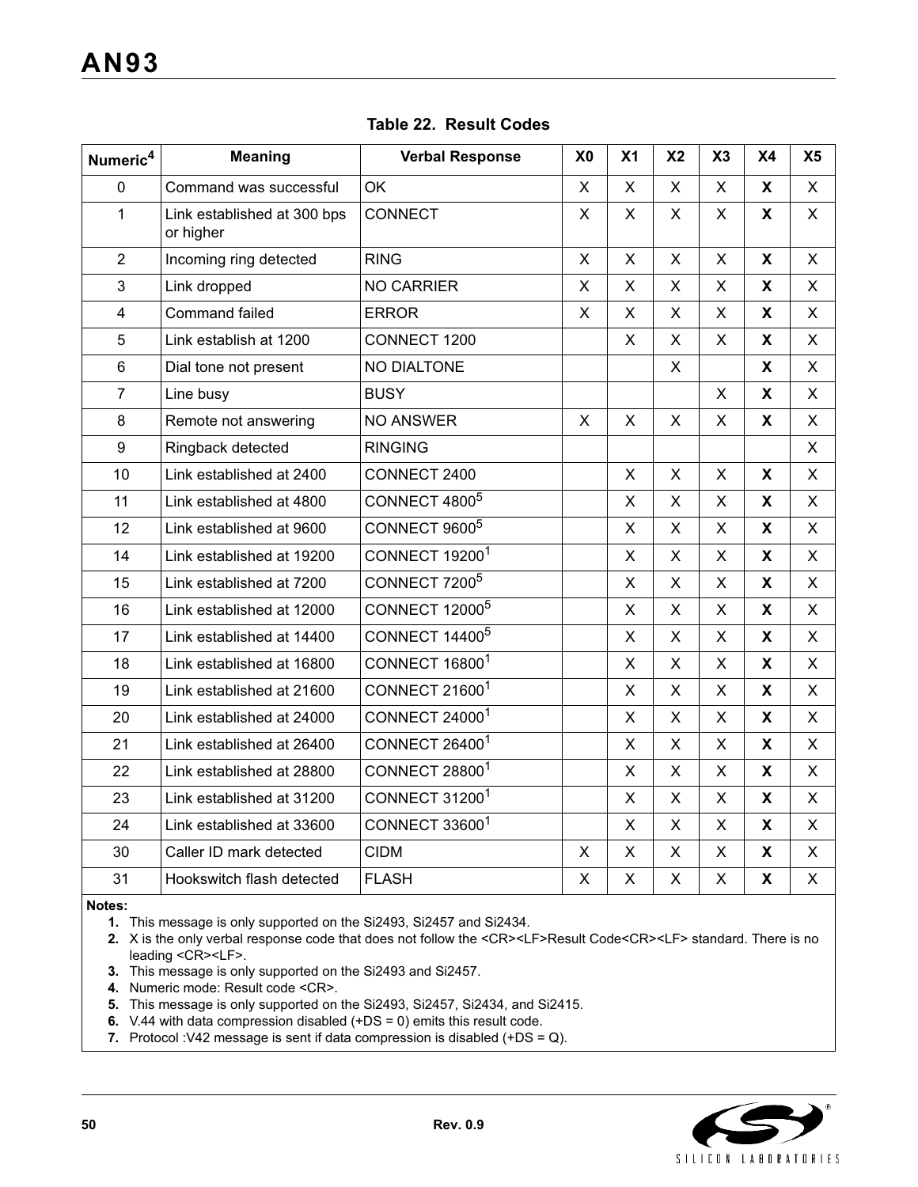**Table 22. Result Codes**

| Numeric[4] | Meaning | Verbal Response | X0 | X1 | X2 | X3 | X4 | X5 |
|---|---|---|---|---|---|---|---|---|
| 0 | Command was successful | OK | X | X | X | X | **X** | X |
| 1 | Link established at 300 bps or higher | CONNECT | X | X | X | X | **X** | X |
| 2 | Incoming ring detected | RING | X | X | X | X | **X** | X |
| 3 | Link dropped | NO CARRIER | X | X | X | X | **X** | X |
| 4 | Command failed | ERROR | X | X | X | X | **X** | X |
| 5 | Link establish at 1200 | CONNECT 1200 | | X | X | X | **X** | X |
| 6 | Dial tone not present | NO DIALTONE | | | X | | **X** | X |
| 7 | Line busy | BUSY | | | | X | **X** | X |
| 8 | Remote not answering | NO ANSWER | X | X | X | X | **X** | X |
| 9 | Ringback detected | RINGING | | | | | | X |
| 10 | Link established at 2400 | CONNECT 2400 | | X | X | X | **X** | X |
| 11 | Link established at 4800 | CONNECT 4800[5] | | X | X | X | **X** | X |
| 12 | Link established at 9600 | CONNECT 9600[5] | | X | X | X | **X** | X |
| 14 | Link established at 19200 | CONNECT 19200[1] | | X | X | X | **X** | X |
| 15 | Link established at 7200 | CONNECT 7200[5] | | X | X | X | **X** | X |
| 16 | Link established at 12000 | CONNECT 12000[5] | | X | X | X | **X** | X |
| 17 | Link established at 14400 | CONNECT 14400[5] | | X | X | X | **X** | X |
| 18 | Link established at 16800 | CONNECT 16800[1] | | X | X | X | **X** | X |
| 19 | Link established at 21600 | CONNECT 21600[1] | | X | X | X | **X** | X |
| 20 | Link established at 24000 | CONNECT 24000[1] | | X | X | X | **X** | X |
| 21 | Link established at 26400 | CONNECT 26400[1] | | X | X | X | **X** | X |
| 22 | Link established at 28800 | CONNECT 28800[1] | | X | X | X | **X** | X |
| 23 | Link established at 31200 | CONNECT 31200[1] | | X | X | X | **X** | X |
| 24 | Link established at 33600 | CONNECT 33600[1] | | X | X | X | **X** | X |
| 30 | Caller ID mark detected | CIDM | X | X | X | X | **X** | X |
| 31 | Hookswitch flash detected | FLASH | X | X | X | X | **X** | X |

**Notes:**

1. This message is only supported on the Si2493, Si2457 and Si2434.
2. X is the only verbal response code that does not follow the <CR><LF>Result Code<CR><LF> standard. There is no leading <CR><LF>.
3. This message is only supported on the Si2493 and Si2457.
4. Numeric mode: Result code <CR>.
5. This message is only supported on the Si2493, Si2457, Si2434, and Si2415.
6. V.44 with data compression disabled (+DS = 0) emits this result code.
7. Protocol :V42 message is sent if data compression is disabled (+DS = Q).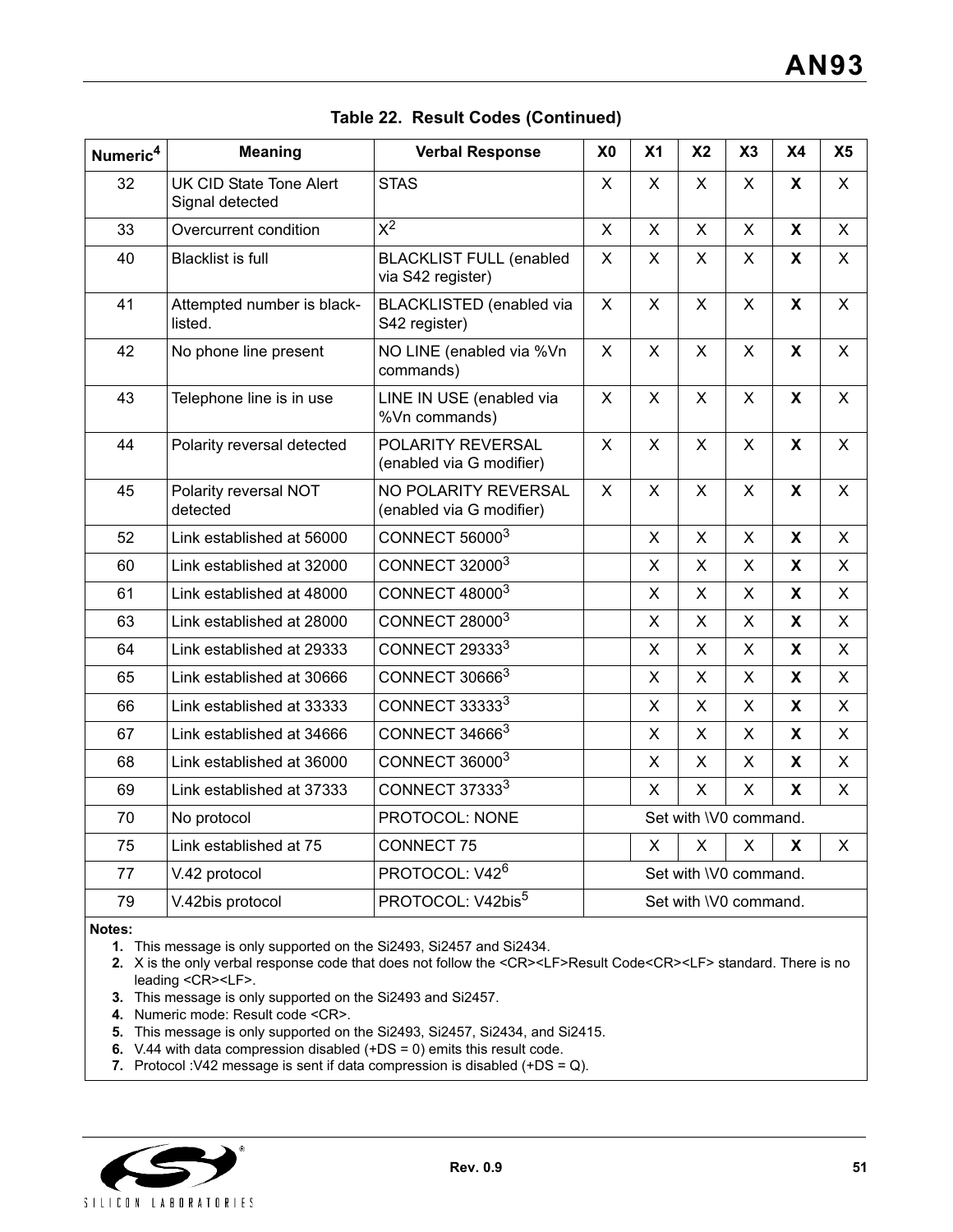**Table 22. Result Codes (Continued)**

| Numeric[4] | Meaning | Verbal Response | X0 | X1 | X2 | X3 | X4 | X5 |
|---|---|---|---|---|---|---|---|---|
| 32 | UK CID State Tone Alert Signal detected | STAS | X | X | X | X | **X** | X |
| 33 | Overcurrent condition | X[2] | X | X | X | X | **X** | X |
| 40 | Blacklist is full | BLACKLIST FULL (enabled via S42 register) | X | X | X | X | **X** | X |
| 41 | Attempted number is black-listed. | BLACKLISTED (enabled via S42 register) | X | X | X | X | **X** | X |
| 42 | No phone line present | NO LINE (enabled via %Vn commands) | X | X | X | X | **X** | X |
| 43 | Telephone line is in use | LINE IN USE (enabled via %Vn commands) | X | X | X | X | **X** | X |
| 44 | Polarity reversal detected | POLARITY REVERSAL (enabled via G modifier) | X | X | X | X | **X** | X |
| 45 | Polarity reversal NOT detected | NO POLARITY REVERSAL (enabled via G modifier) | X | X | X | X | **X** | X |
| 52 | Link established at 56000 | CONNECT 56000[3] | | X | X | X | **X** | X |
| 60 | Link established at 32000 | CONNECT 32000[3] | | X | X | X | **X** | X |
| 61 | Link established at 48000 | CONNECT 48000[3] | | X | X | X | **X** | X |
| 63 | Link established at 28000 | CONNECT 28000[3] | | X | X | X | **X** | X |
| 64 | Link established at 29333 | CONNECT 29333[3] | | X | X | X | **X** | X |
| 65 | Link established at 30666 | CONNECT 30666[3] | | X | X | X | **X** | X |
| 66 | Link established at 33333 | CONNECT 33333[3] | | X | X | X | **X** | X |
| 67 | Link established at 34666 | CONNECT 34666[3] | | X | X | X | **X** | X |
| 68 | Link established at 36000 | CONNECT 36000[3] | | X | X | X | **X** | X |
| 69 | Link established at 37333 | CONNECT 37333[3] | | X | X | X | **X** | X |
| 70 | No protocol | PROTOCOL: NONE | Set with \V0 command. | | | | | |
| 75 | Link established at 75 | CONNECT 75 | | X | X | X | **X** | X |
| 77 | V.42 protocol | PROTOCOL: V42[6] | Set with \V0 command. | | | | | |
| 79 | V.42bis protocol | PROTOCOL: V42bis[5] | Set with \V0 command. | | | | | |

**Notes:**

1. This message is only supported on the Si2493, Si2457 and Si2434.
2. X is the only verbal response code that does not follow the <CR><LF>Result Code<CR><LF> standard. There is no leading <CR><LF>.
3. This message is only supported on the Si2493 and Si2457.
4. Numeric mode: Result code <CR>.
5. This message is only supported on the Si2493, Si2457, Si2434, and Si2415.
6. V.44 with data compression disabled (+DS = 0) emits this result code.
7. Protocol :V42 message is sent if data compression is disabled (+DS = Q).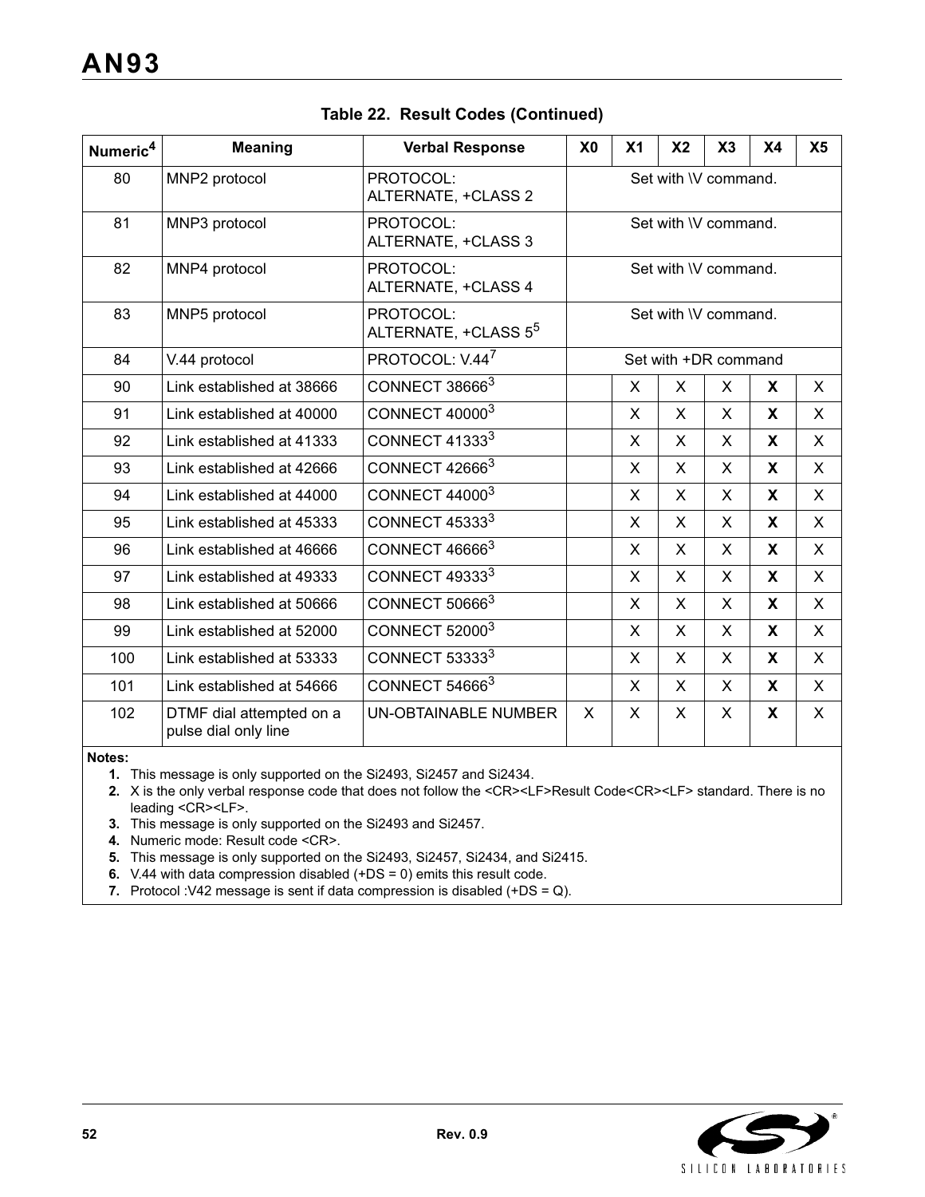**Table 22. Result Codes (Continued)**

| Numeric[4] | Meaning | Verbal Response | X0 | X1 | X2 | X3 | X4 | X5 |
|---|---|---|---|---|---|---|---|---|
| 80 | MNP2 protocol | PROTOCOL: ALTERNATE, +CLASS 2 | Set with \V command. | | | | | |
| 81 | MNP3 protocol | PROTOCOL: ALTERNATE, +CLASS 3 | Set with \V command. | | | | | |
| 82 | MNP4 protocol | PROTOCOL: ALTERNATE, +CLASS 4 | Set with \V command. | | | | | |
| 83 | MNP5 protocol | PROTOCOL: ALTERNATE, +CLASS 5[5] | Set with \V command. | | | | | |
| 84 | V.44 protocol | PROTOCOL: V.44[7] | Set with +DR command | | | | | |
| 90 | Link established at 38666 | CONNECT 38666[3] | | X | X | X | **X** | X |
| 91 | Link established at 40000 | CONNECT 40000[3] | | X | X | X | **X** | X |
| 92 | Link established at 41333 | CONNECT 41333[3] | | X | X | X | **X** | X |
| 93 | Link established at 42666 | CONNECT 42666[3] | | X | X | X | **X** | X |
| 94 | Link established at 44000 | CONNECT 44000[3] | | X | X | X | **X** | X |
| 95 | Link established at 45333 | CONNECT 45333[3] | | X | X | X | **X** | X |
| 96 | Link established at 46666 | CONNECT 46666[3] | | X | X | X | **X** | X |
| 97 | Link established at 49333 | CONNECT 49333[3] | | X | X | X | **X** | X |
| 98 | Link established at 50666 | CONNECT 50666[3] | | X | X | X | **X** | X |
| 99 | Link established at 52000 | CONNECT 52000[3] | | X | X | X | **X** | X |
| 100 | Link established at 53333 | CONNECT 53333[3] | | X | X | X | **X** | X |
| 101 | Link established at 54666 | CONNECT 54666[3] | | X | X | X | **X** | X |
| 102 | DTMF dial attempted on a pulse dial only line | UN-OBTAINABLE NUMBER | X | X | X | X | **X** | X |

**Notes:**

1. This message is only supported on the Si2493, Si2457 and Si2434.
2. X is the only verbal response code that does not follow the <CR><LF>Result Code<CR><LF> standard. There is no leading <CR><LF>.
3. This message is only supported on the Si2493 and Si2457.
4. Numeric mode: Result code <CR>.
5. This message is only supported on the Si2493, Si2457, Si2434, and Si2415.
6. V.44 with data compression disabled (+DS = 0) emits this result code.
7. Protocol :V42 message is sent if data compression is disabled (+DS = Q).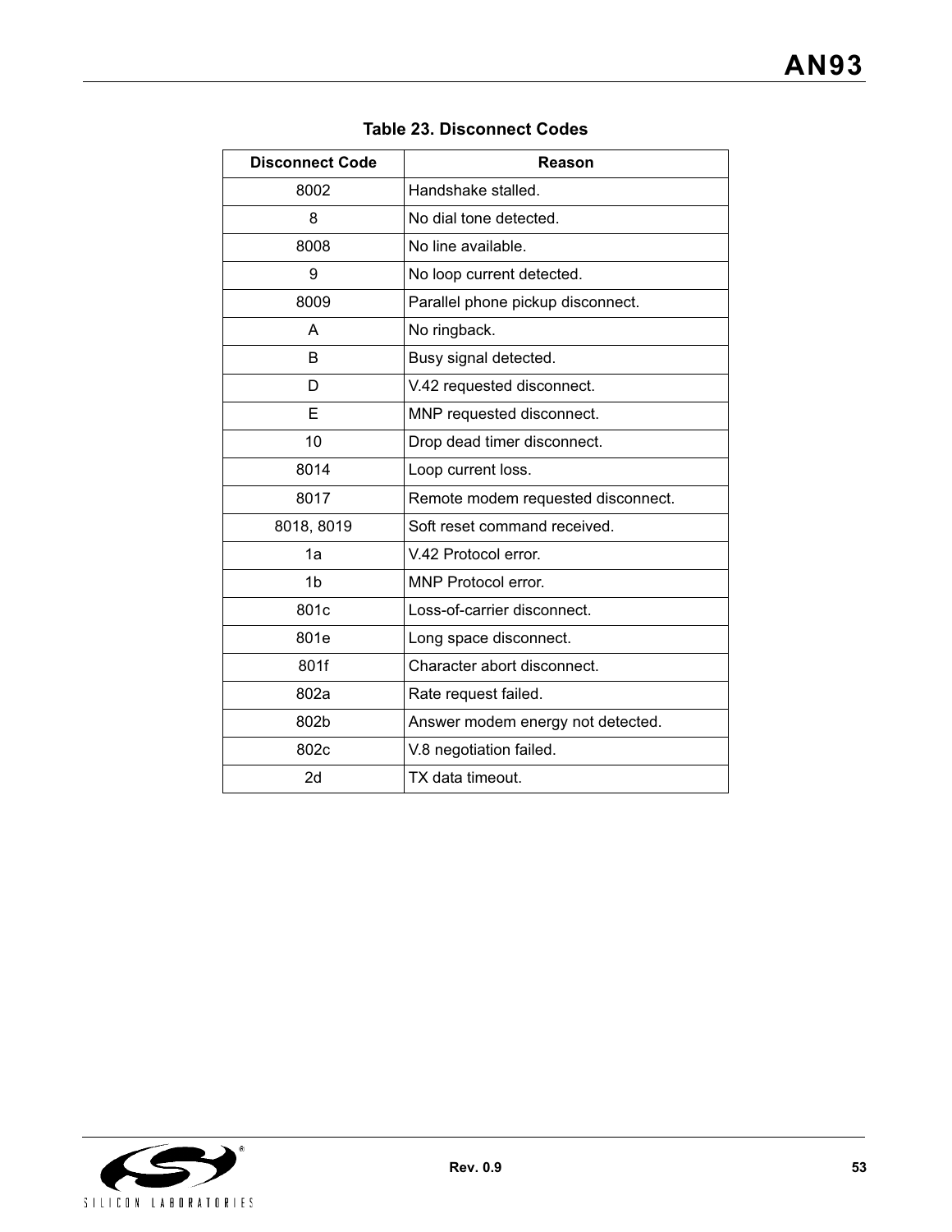**Table 23. Disconnect Codes**

| Disconnect Code | Reason |
| --- | --- |
| 8002 | Handshake stalled. |
| 8 | No dial tone detected. |
| 8008 | No line available. |
| 9 | No loop current detected. |
| 8009 | Parallel phone pickup disconnect. |
| A | No ringback. |
| B | Busy signal detected. |
| D | V.42 requested disconnect. |
| E | MNP requested disconnect. |
| 10 | Drop dead timer disconnect. |
| 8014 | Loop current loss. |
| 8017 | Remote modem requested disconnect. |
| 8018, 8019 | Soft reset command received. |
| 1a | V.42 Protocol error. |
| 1b | MNP Protocol error. |
| 801c | Loss-of-carrier disconnect. |
| 801e | Long space disconnect. |
| 801f | Character abort disconnect. |
| 802a | Rate request failed. |
| 802b | Answer modem energy not detected. |
| 802c | V.8 negotiation failed. |
| 2d | TX data timeout. |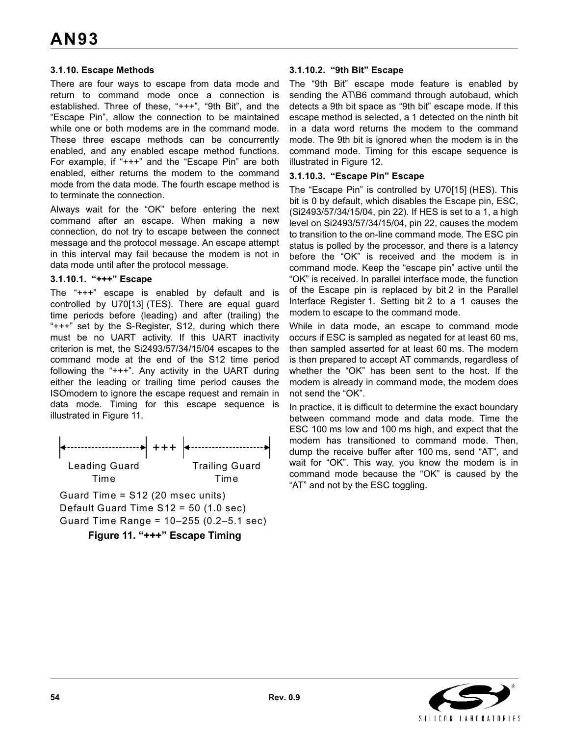### 3.1.10. Escape Methods

There are four ways to escape from data mode and return to command mode once a connection is established. Three of these, "+++", "9th Bit", and the "Escape Pin", allow the connection to be maintained while one or both modems are in the command mode. These three escape methods can be concurrently enabled, and any enabled escape method functions. For example, if "+++" and the "Escape Pin" are both enabled, either returns the modem to the command mode from the data mode. The fourth escape method is to terminate the connection.

Always wait for the "OK" before entering the next command after an escape. When making a new connection, do not try to escape between the connect message and the protocol message. An escape attempt in this interval may fail because the modem is not in data mode until after the protocol message.

#### 3.1.10.1. "+++" Escape

The "+++" escape is enabled by default and is controlled by U70[13] (TES). There are equal guard time periods before (leading) and after (trailing) the "+++" set by the S-Register, S12, during which there must be no UART activity. If this UART inactivity criterion is met, the Si2493/57/34/15/04 escapes to the command mode at the end of the S12 time period following the "+++". Any activity in the UART during either the leading or trailing time period causes the ISOmodem to ignore the escape request and remain in data mode. Timing for this escape sequence is illustrated in Figure 11.

```
|<-------------------->| +++ |<-------------------->|
     Leading Guard               Trailing Guard
         Time                        Time
```

Guard Time = S12 (20 msec units)
Default Guard Time S12 = 50 (1.0 sec)
Guard Time Range = 10–255 (0.2–5.1 sec)

**Figure 11. "+++" Escape Timing**

#### 3.1.10.2. "9th Bit" Escape

The "9th Bit" escape mode feature is enabled by sending the AT\B6 command through autobaud, which detects a 9th bit space as "9th bit" escape mode. If this escape method is selected, a 1 detected on the ninth bit in a data word returns the modem to the command mode. The 9th bit is ignored when the modem is in the command mode. Timing for this escape sequence is illustrated in Figure 12.

#### 3.1.10.3. "Escape Pin" Escape

The "Escape Pin" is controlled by U70[15] (HES). This bit is 0 by default, which disables the Escape pin, ESC, (Si2493/57/34/15/04, pin 22). If HES is set to a 1, a high level on Si2493/57/34/15/04, pin 22, causes the modem to transition to the on-line command mode. The ESC pin status is polled by the processor, and there is a latency before the "OK" is received and the modem is in command mode. Keep the "escape pin" active until the "OK" is received. In parallel interface mode, the function of the Escape pin is replaced by bit 2 in the Parallel Interface Register 1. Setting bit 2 to a 1 causes the modem to escape to the command mode.

While in data mode, an escape to command mode occurs if ESC is sampled as negated for at least 60 ms, then sampled asserted for at least 60 ms. The modem is then prepared to accept AT commands, regardless of whether the "OK" has been sent to the host. If the modem is already in command mode, the modem does not send the "OK".

In practice, it is difficult to determine the exact boundary between command mode and data mode. Time the ESC 100 ms low and 100 ms high, and expect that the modem has transitioned to command mode. Then, dump the receive buffer after 100 ms, send "AT", and wait for "OK". This way, you know the modem is in command mode because the "OK" is caused by the "AT" and not by the ESC toggling.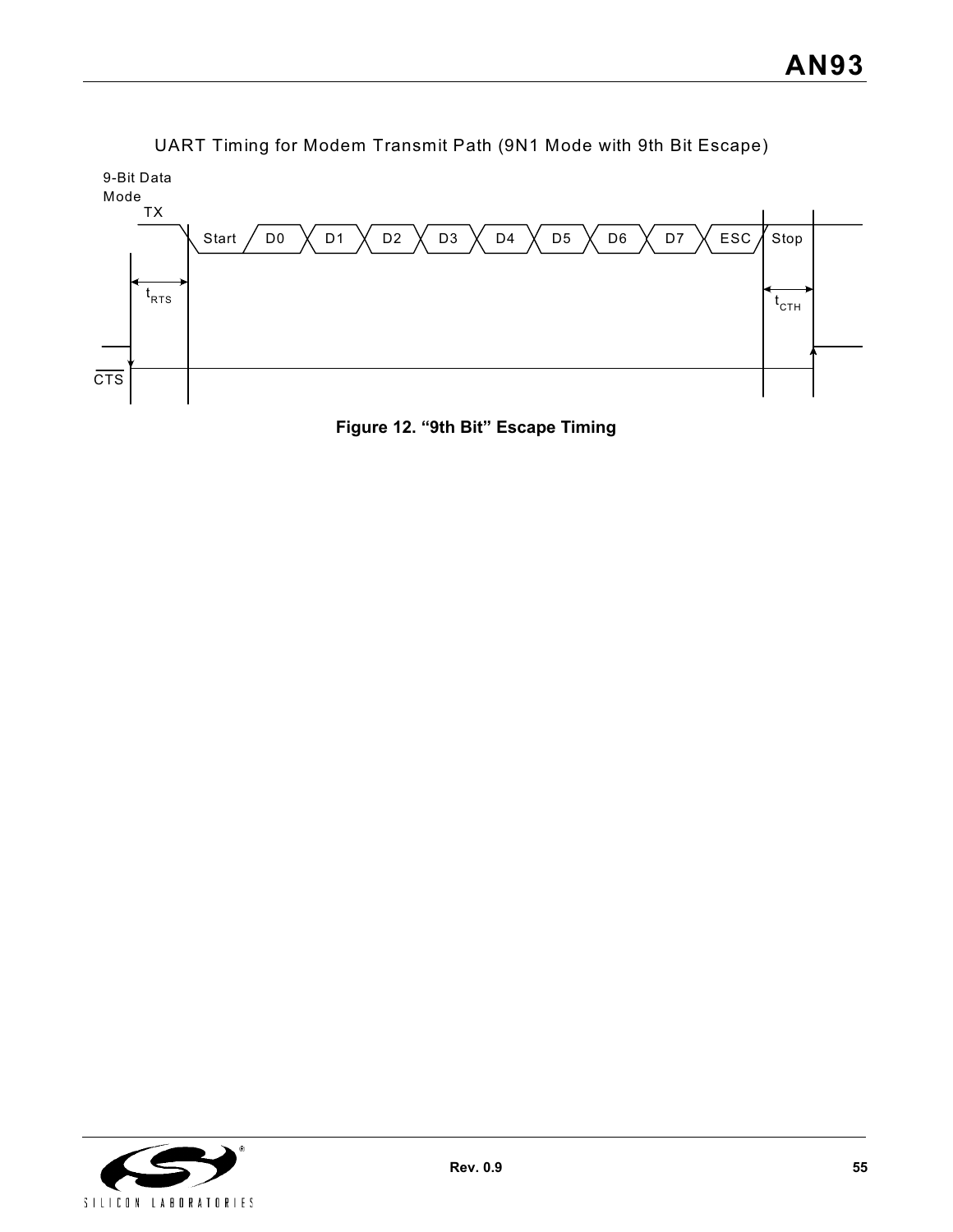UART Timing for Modem Transmit Path (9N1 Mode with 9th Bit Escape)

9-Bit Data Mode

TX

Start | D0 | D1 | D2 | D3 | D4 | D5 | D6 | D7 | ESC | Stop

$t_{RTS}$

$t_{CTH}$

$\overline{CTS}$

**Figure 12. “9th Bit” Escape Timing**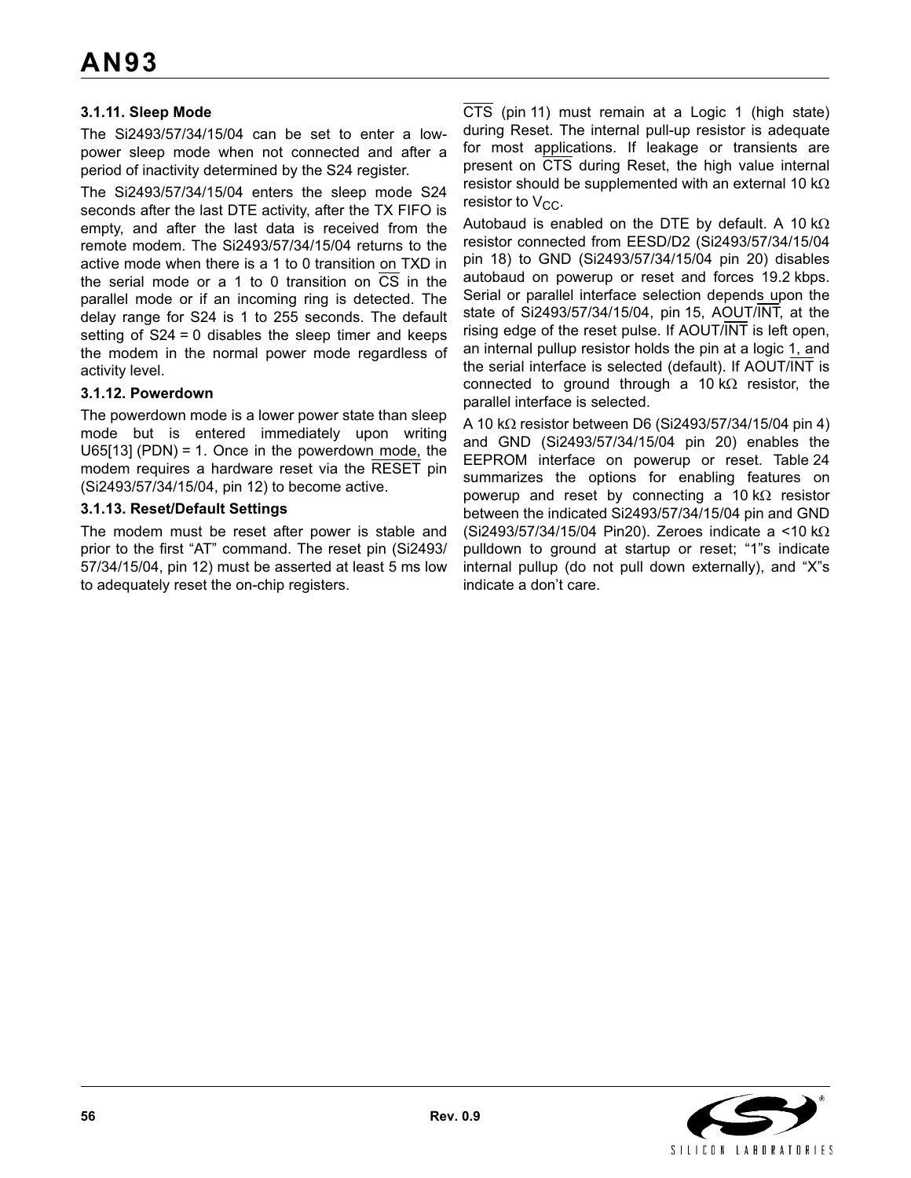### 3.1.11. Sleep Mode

The Si2493/57/34/15/04 can be set to enter a low-power sleep mode when not connected and after a period of inactivity determined by the S24 register.

The Si2493/57/34/15/04 enters the sleep mode S24 seconds after the last DTE activity, after the TX FIFO is empty, and after the last data is received from the remote modem. The Si2493/57/34/15/04 returns to the active mode when there is a 1 to 0 transition on TXD in the serial mode or a 1 to 0 transition on $\overline{\text{CS}}$ in the parallel mode or if an incoming ring is detected. The delay range for S24 is 1 to 255 seconds. The default setting of S24 = 0 disables the sleep timer and keeps the modem in the normal power mode regardless of activity level.

### 3.1.12. Powerdown

The powerdown mode is a lower power state than sleep mode but is entered immediately upon writing U65[13] (PDN) = 1. Once in the powerdown mode, the modem requires a hardware reset via the $\overline{\text{RESET}}$ pin (Si2493/57/34/15/04, pin 12) to become active.

### 3.1.13. Reset/Default Settings

The modem must be reset after power is stable and prior to the first “AT” command. The reset pin (Si2493/57/34/15/04, pin 12) must be asserted at least 5 ms low to adequately reset the on-chip registers.

$\overline{\text{CTS}}$ (pin 11) must remain at a Logic 1 (high state) during Reset. The internal pull-up resistor is adequate for most applications. If leakage or transients are present on $\overline{\text{CTS}}$ during Reset, the high value internal resistor should be supplemented with an external 10 kΩ resistor to $V_{CC}$.

Autobaud is enabled on the DTE by default. A 10 kΩ resistor connected from EESD/D2 (Si2493/57/34/15/04 pin 18) to GND (Si2493/57/34/15/04 pin 20) disables autobaud on powerup or reset and forces 19.2 kbps. Serial or parallel interface selection depends upon the state of Si2493/57/34/15/04, pin 15, AOUT/$\overline{\text{INT}}$, at the rising edge of the reset pulse. If AOUT/$\overline{\text{INT}}$ is left open, an internal pullup resistor holds the pin at a logic 1, and the serial interface is selected (default). If AOUT/$\overline{\text{INT}}$ is connected to ground through a 10 kΩ resistor, the parallel interface is selected.

A 10 kΩ resistor between D6 (Si2493/57/34/15/04 pin 4) and GND (Si2493/57/34/15/04 pin 20) enables the EEPROM interface on powerup or reset. Table 24 summarizes the options for enabling features on powerup and reset by connecting a 10 kΩ resistor between the indicated Si2493/57/34/15/04 pin and GND (Si2493/57/34/15/04 Pin20). Zeroes indicate a <10 kΩ pulldown to ground at startup or reset; “1”s indicate internal pullup (do not pull down externally), and “X”s indicate a don’t care.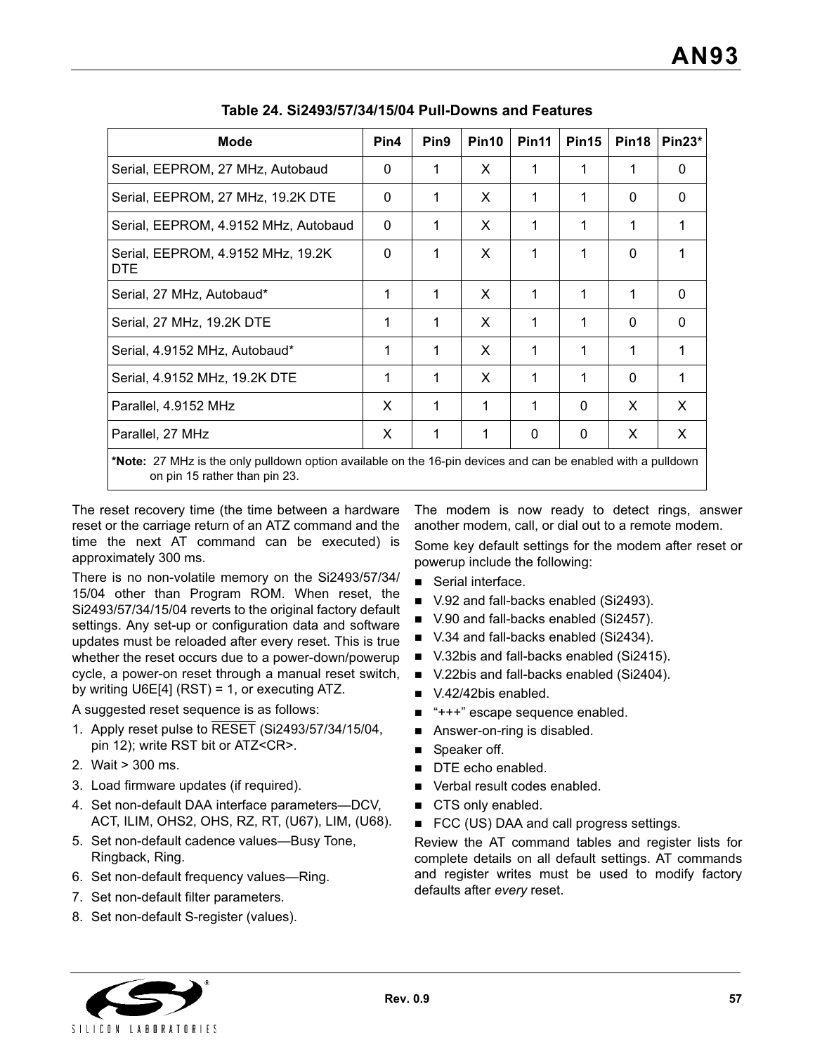**Table 24. Si2493/57/34/15/04 Pull-Downs and Features**

| Mode | Pin4 | Pin9 | Pin10 | Pin11 | Pin15 | Pin18 | Pin23* |
|---|---|---|---|---|---|---|---|
| Serial, EEPROM, 27 MHz, Autobaud | 0 | 1 | X | 1 | 1 | 1 | 0 |
| Serial, EEPROM, 27 MHz, 19.2K DTE | 0 | 1 | X | 1 | 1 | 0 | 0 |
| Serial, EEPROM, 4.9152 MHz, Autobaud | 0 | 1 | X | 1 | 1 | 1 | 1 |
| Serial, EEPROM, 4.9152 MHz, 19.2K DTE | 0 | 1 | X | 1 | 1 | 0 | 1 |
| Serial, 27 MHz, Autobaud* | 1 | 1 | X | 1 | 1 | 1 | 0 |
| Serial, 27 MHz, 19.2K DTE | 1 | 1 | X | 1 | 1 | 0 | 0 |
| Serial, 4.9152 MHz, Autobaud* | 1 | 1 | X | 1 | 1 | 1 | 1 |
| Serial, 4.9152 MHz, 19.2K DTE | 1 | 1 | X | 1 | 1 | 0 | 1 |
| Parallel, 4.9152 MHz | X | 1 | 1 | 1 | 0 | X | X |
| Parallel, 27 MHz | X | 1 | 1 | 0 | 0 | X | X |

***Note:** 27 MHz is the only pulldown option available on the 16-pin devices and can be enabled with a pulldown on pin 15 rather than pin 23.

The reset recovery time (the time between a hardware reset or the carriage return of an ATZ command and the time the next AT command can be executed) is approximately 300 ms.

There is no non-volatile memory on the Si2493/57/34/15/04 other than Program ROM. When reset, the Si2493/57/34/15/04 reverts to the original factory default settings. Any set-up or configuration data and software updates must be reloaded after every reset. This is true whether the reset occurs due to a power-down/powerup cycle, a power-on reset through a manual reset switch, by writing U6E[4] (RST) = 1, or executing ATZ.

A suggested reset sequence is as follows:

1. Apply reset pulse to $\overline{\text{RESET}}$ (Si2493/57/34/15/04, pin 12); write RST bit or ATZ<CR>.
2. Wait > 300 ms.
3. Load firmware updates (if required).
4. Set non-default DAA interface parameters—DCV, ACT, ILIM, OHS2, OHS, RZ, RT, (U67), LIM, (U68).
5. Set non-default cadence values—Busy Tone, Ringback, Ring.
6. Set non-default frequency values—Ring.
7. Set non-default filter parameters.
8. Set non-default S-register (values).

The modem is now ready to detect rings, answer another modem, call, or dial out to a remote modem.

Some key default settings for the modem after reset or powerup include the following:

- Serial interface.
- V.92 and fall-backs enabled (Si2493).
- V.90 and fall-backs enabled (Si2457).
- V.34 and fall-backs enabled (Si2434).
- V.32bis and fall-backs enabled (Si2415).
- V.22bis and fall-backs enabled (Si2404).
- V.42/42bis enabled.
- "+++" escape sequence enabled.
- Answer-on-ring is disabled.
- Speaker off.
- DTE echo enabled.
- Verbal result codes enabled.
- CTS only enabled.
- FCC (US) DAA and call progress settings.

Review the AT command tables and register lists for complete details on all default settings. AT commands and register writes must be used to modify factory defaults after *every* reset.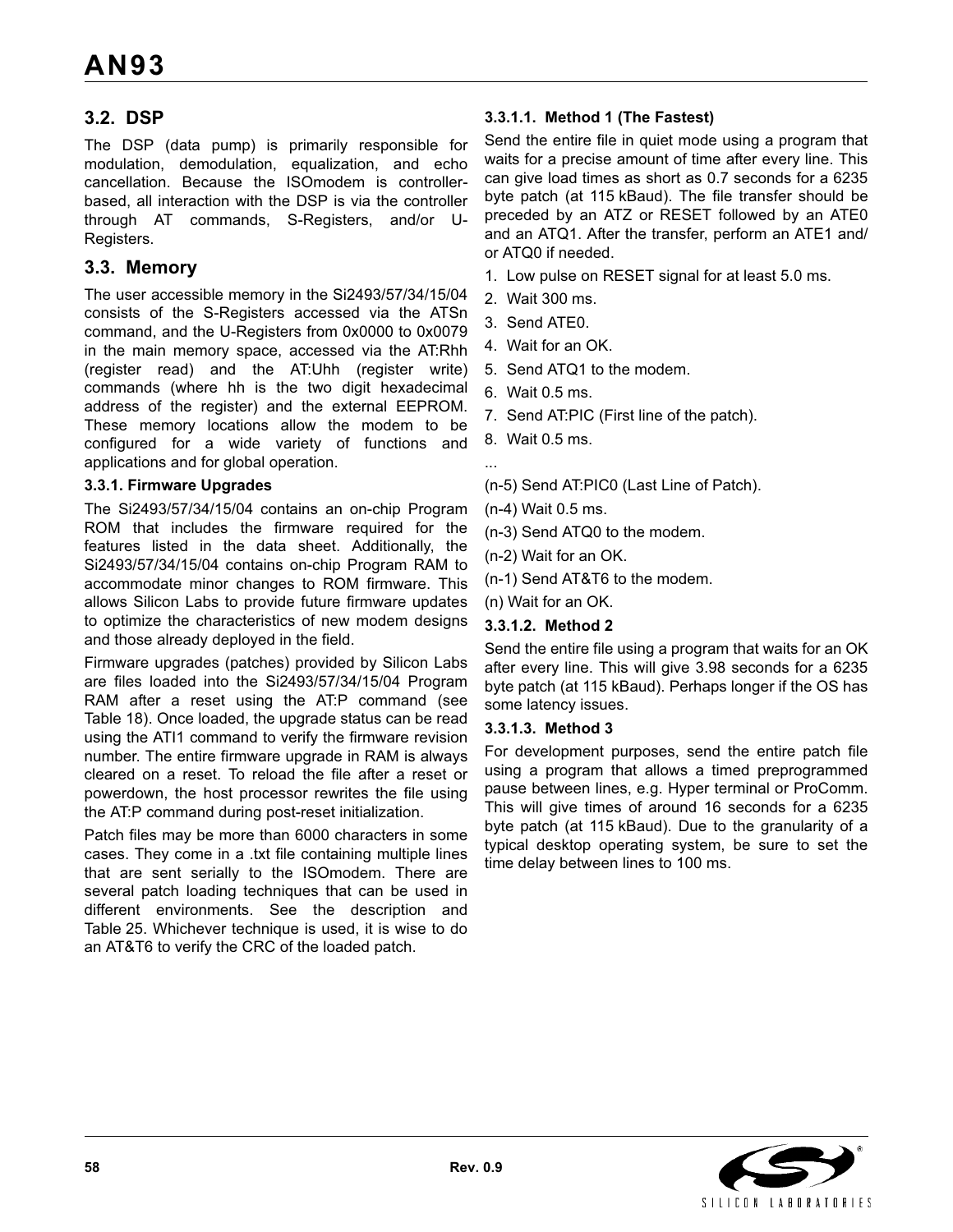## 3.2. DSP

The DSP (data pump) is primarily responsible for modulation, demodulation, equalization, and echo cancellation. Because the ISOmodem is controller-based, all interaction with the DSP is via the controller through AT commands, S-Registers, and/or U-Registers.

## 3.3. Memory

The user accessible memory in the Si2493/57/34/15/04 consists of the S-Registers accessed via the ATSn command, and the U-Registers from 0x0000 to 0x0079 in the main memory space, accessed via the AT:Rhh (register read) and the AT:Uhh (register write) commands (where hh is the two digit hexadecimal address of the register) and the external EEPROM. These memory locations allow the modem to be configured for a wide variety of functions and applications and for global operation.

### 3.3.1. Firmware Upgrades

The Si2493/57/34/15/04 contains an on-chip Program ROM that includes the firmware required for the features listed in the data sheet. Additionally, the Si2493/57/34/15/04 contains on-chip Program RAM to accommodate minor changes to ROM firmware. This allows Silicon Labs to provide future firmware updates to optimize the characteristics of new modem designs and those already deployed in the field.

Firmware upgrades (patches) provided by Silicon Labs are files loaded into the Si2493/57/34/15/04 Program RAM after a reset using the AT:P command (see Table 18). Once loaded, the upgrade status can be read using the ATI1 command to verify the firmware revision number. The entire firmware upgrade in RAM is always cleared on a reset. To reload the file after a reset or powerdown, the host processor rewrites the file using the AT:P command during post-reset initialization.

Patch files may be more than 6000 characters in some cases. They come in a .txt file containing multiple lines that are sent serially to the ISOmodem. There are several patch loading techniques that can be used in different environments. See the description and Table 25. Whichever technique is used, it is wise to do an AT&T6 to verify the CRC of the loaded patch.

#### 3.3.1.1. Method 1 (The Fastest)

Send the entire file in quiet mode using a program that waits for a precise amount of time after every line. This can give load times as short as 0.7 seconds for a 6235 byte patch (at 115 kBaud). The file transfer should be preceded by an ATZ or RESET followed by an ATE0 and an ATQ1. After the transfer, perform an ATE1 and/or ATQ0 if needed.

1. Low pulse on RESET signal for at least 5.0 ms.
2. Wait 300 ms.
3. Send ATE0.
4. Wait for an OK.
5. Send ATQ1 to the modem.
6. Wait 0.5 ms.
7. Send AT:PIC (First line of the patch).
8. Wait 0.5 ms.

...

(n-5) Send AT:PIC0 (Last Line of Patch).

(n-4) Wait 0.5 ms.

(n-3) Send ATQ0 to the modem.

(n-2) Wait for an OK.

(n-1) Send AT&T6 to the modem.

(n) Wait for an OK.

#### 3.3.1.2. Method 2

Send the entire file using a program that waits for an OK after every line. This will give 3.98 seconds for a 6235 byte patch (at 115 kBaud). Perhaps longer if the OS has some latency issues.

#### 3.3.1.3. Method 3

For development purposes, send the entire patch file using a program that allows a timed preprogrammed pause between lines, e.g. Hyper terminal or ProComm. This will give times of around 16 seconds for a 6235 byte patch (at 115 kBaud). Due to the granularity of a typical desktop operating system, be sure to set the time delay between lines to 100 ms.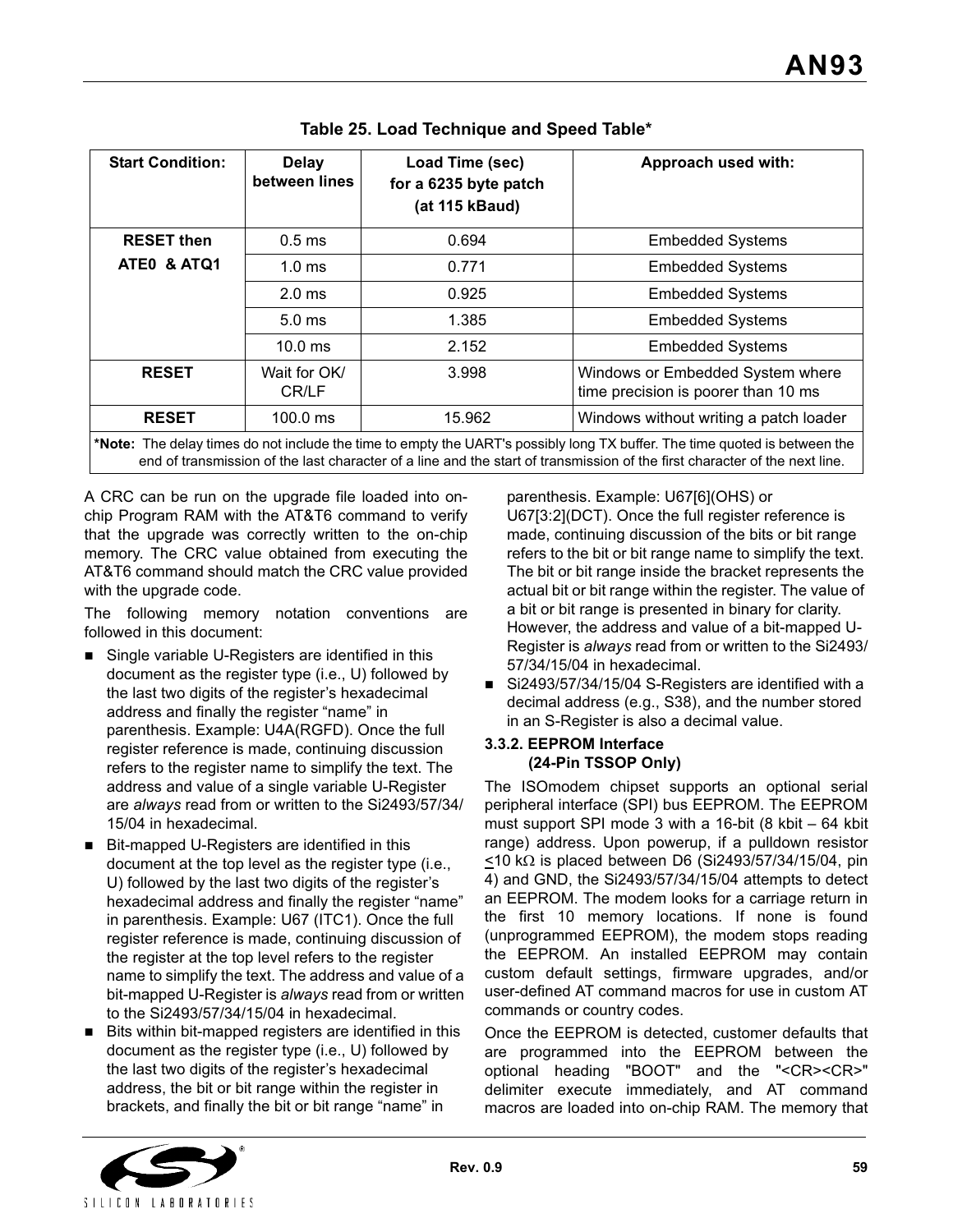**Table 25. Load Technique and Speed Table***

| Start Condition: | Delay between lines | Load Time (sec) for a 6235 byte patch (at 115 kBaud) | Approach used with: |
|---|---|---|---|
| **RESET then ATE0 & ATQ1** | 0.5 ms | 0.694 | Embedded Systems |
| | 1.0 ms | 0.771 | Embedded Systems |
| | 2.0 ms | 0.925 | Embedded Systems |
| | 5.0 ms | 1.385 | Embedded Systems |
| | 10.0 ms | 2.152 | Embedded Systems |
| **RESET** | Wait for OK/ CR/LF | 3.998 | Windows or Embedded System where time precision is poorer than 10 ms |
| **RESET** | 100.0 ms | 15.962 | Windows without writing a patch loader |

***Note:** The delay times do not include the time to empty the UART's possibly long TX buffer. The time quoted is between the end of transmission of the last character of a line and the start of transmission of the first character of the next line.

A CRC can be run on the upgrade file loaded into on-chip Program RAM with the AT&T6 command to verify that the upgrade was correctly written to the on-chip memory. The CRC value obtained from executing the AT&T6 command should match the CRC value provided with the upgrade code.

The following memory notation conventions are followed in this document:

- Single variable U-Registers are identified in this document as the register type (i.e., U) followed by the last two digits of the register's hexadecimal address and finally the register "name" in parenthesis. Example: U4A(RGFD). Once the full register reference is made, continuing discussion refers to the register name to simplify the text. The address and value of a single variable U-Register are *always* read from or written to the Si2493/57/34/15/04 in hexadecimal.
- Bit-mapped U-Registers are identified in this document at the top level as the register type (i.e., U) followed by the last two digits of the register's hexadecimal address and finally the register "name" in parenthesis. Example: U67 (ITC1). Once the full register reference is made, continuing discussion of the register at the top level refers to the register name to simplify the text. The address and value of a bit-mapped U-Register is *always* read from or written to the Si2493/57/34/15/04 in hexadecimal.
- Bits within bit-mapped registers are identified in this document as the register type (i.e., U) followed by the last two digits of the register's hexadecimal address, the bit or bit range within the register in brackets, and finally the bit or bit range "name" in parenthesis. Example: U67[6](OHS) or U67[3:2](DCT). Once the full register reference is made, continuing discussion of the bits or bit range refers to the bit or bit range name to simplify the text. The bit or bit range inside the bracket represents the actual bit or bit range within the register. The value of a bit or bit range is presented in binary for clarity. However, the address and value of a bit-mapped U-Register is *always* read from or written to the Si2493/57/34/15/04 in hexadecimal.
- Si2493/57/34/15/04 S-Registers are identified with a decimal address (e.g., S38), and the number stored in an S-Register is also a decimal value.

### 3.3.2. EEPROM Interface (24-Pin TSSOP Only)

The ISOmodem chipset supports an optional serial peripheral interface (SPI) bus EEPROM. The EEPROM must support SPI mode 3 with a 16-bit (8 kbit – 64 kbit range) address. Upon powerup, if a pulldown resistor ≤10 kΩ is placed between D6 (Si2493/57/34/15/04, pin 4) and GND, the Si2493/57/34/15/04 attempts to detect an EEPROM. The modem looks for a carriage return in the first 10 memory locations. If none is found (unprogrammed EEPROM), the modem stops reading the EEPROM. An installed EEPROM may contain custom default settings, firmware upgrades, and/or user-defined AT command macros for use in custom AT commands or country codes.

Once the EEPROM is detected, customer defaults that are programmed into the EEPROM between the optional heading "BOOT" and the "<CR><CR>" delimiter execute immediately, and AT command macros are loaded into on-chip RAM. The memory that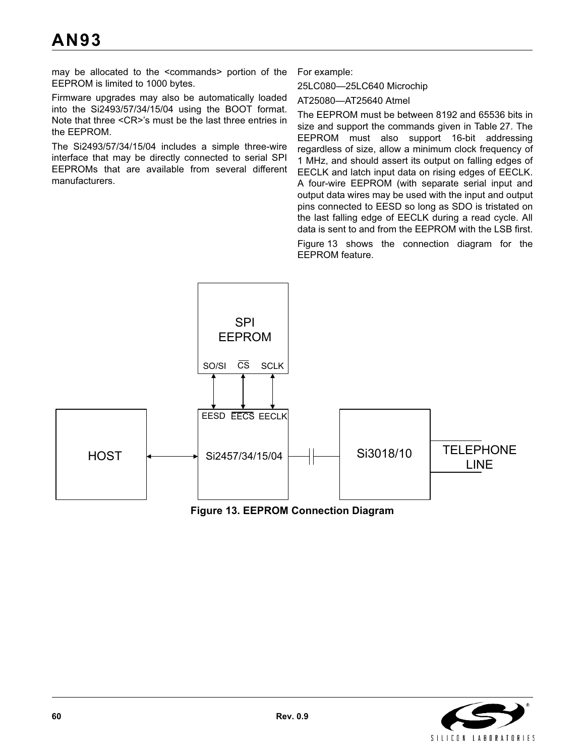may be allocated to the <commands> portion of the EEPROM is limited to 1000 bytes.

Firmware upgrades may also be automatically loaded into the Si2493/57/34/15/04 using the BOOT format. Note that three <CR>'s must be the last three entries in the EEPROM.

The Si2493/57/34/15/04 includes a simple three-wire interface that may be directly connected to serial SPI EEPROMs that are available from several different manufacturers.

For example:

25LC080—25LC640 Microchip

AT25080—AT25640 Atmel

The EEPROM must be between 8192 and 65536 bits in size and support the commands given in Table 27. The EEPROM must also support 16-bit addressing regardless of size, allow a minimum clock frequency of 1 MHz, and should assert its output on falling edges of EECLK and latch input data on rising edges of EECLK. A four-wire EEPROM (with separate serial input and output data wires may be used with the input and output pins connected to EESD so long as SDO is tristated on the last falling edge of EECLK during a read cycle. All data is sent to and from the EEPROM with the LSB first.

Figure 13 shows the connection diagram for the EEPROM feature.

**Figure 13. EEPROM Connection Diagram**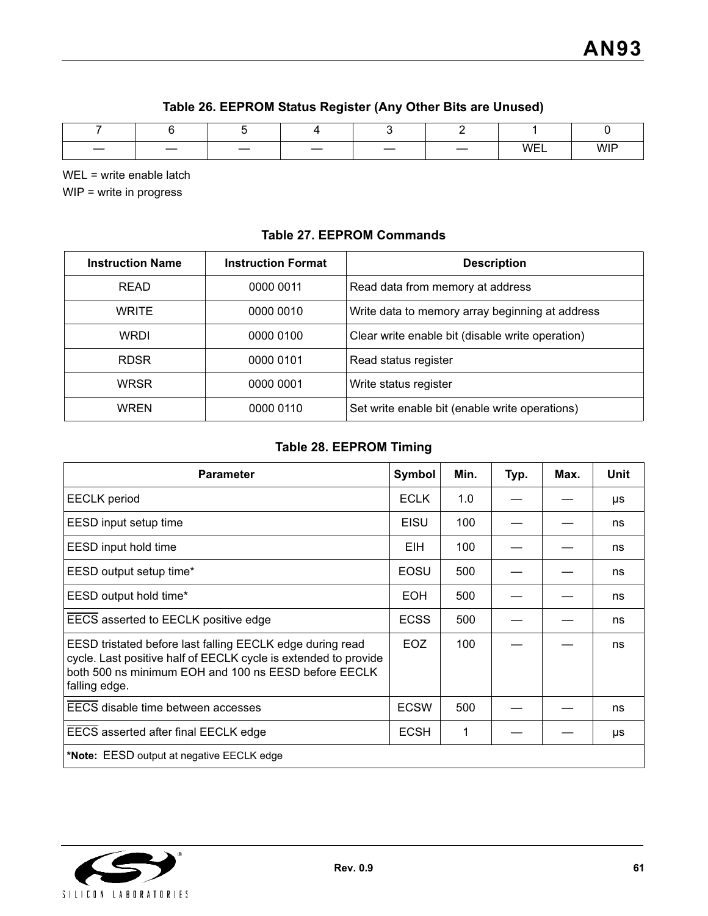### Table 26. EEPROM Status Register (Any Other Bits are Unused)

| 7 | 6 | 5 | 4 | 3 | 2 | 1 | 0 |
|---|---|---|---|---|---|---|---|
| — | — | — | — | — | — | WEL | WIP |

WEL = write enable latch
WIP = write in progress

### Table 27. EEPROM Commands

| Instruction Name | Instruction Format | Description |
|---|---|---|
| READ | 0000 0011 | Read data from memory at address |
| WRITE | 0000 0010 | Write data to memory array beginning at address |
| WRDI | 0000 0100 | Clear write enable bit (disable write operation) |
| RDSR | 0000 0101 | Read status register |
| WRSR | 0000 0001 | Write status register |
| WREN | 0000 0110 | Set write enable bit (enable write operations) |

### Table 28. EEPROM Timing

| Parameter | Symbol | Min. | Typ. | Max. | Unit |
|---|---|---|---|---|---|
| EECLK period | ECLK | 1.0 | — | — | µs |
| EESD input setup time | EISU | 100 | — | — | ns |
| EESD input hold time | EIH | 100 | — | — | ns |
| EESD output setup time* | EOSU | 500 | — | — | ns |
| EESD output hold time* | EOH | 500 | — | — | ns |
| $\overline{\text{EECS}}$ asserted to EECLK positive edge | ECSS | 500 | — | — | ns |
| EESD tristated before last falling EECLK edge during read cycle. Last positive half of EECLK cycle is extended to provide both 500 ns minimum EOH and 100 ns EESD before EECLK falling edge. | EOZ | 100 | — | — | ns |
| $\overline{\text{EECS}}$ disable time between accesses | ECSW | 500 | — | — | ns |
| $\overline{\text{EECS}}$ asserted after final EECLK edge | ECSH | 1 | — | — | µs |

***Note:** EESD output at negative EECLK edge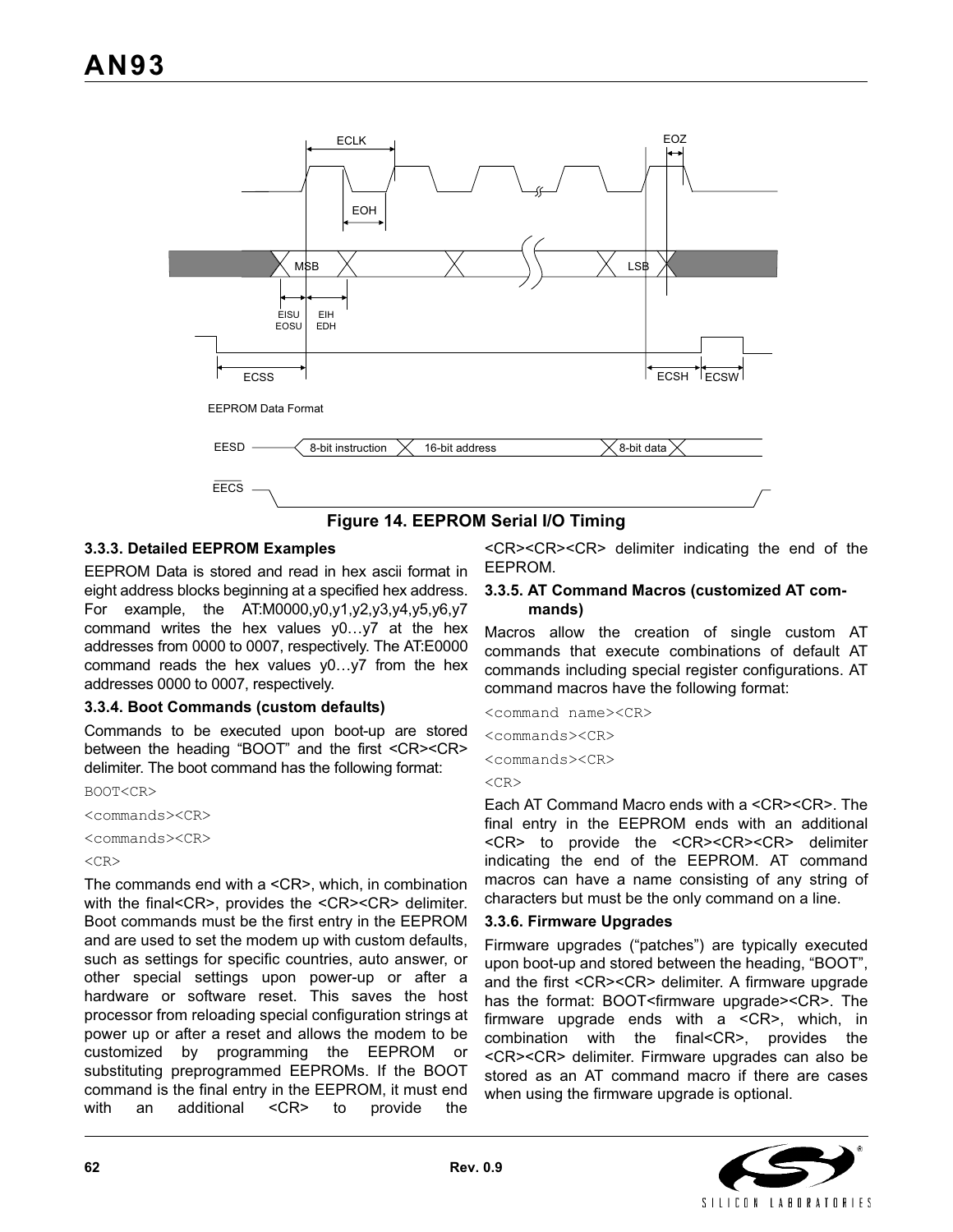ECLK

EOZ

EOH

MSB

LSB

EISU
EOSU

EIH
EDH

ECSS

ECSH

ECSW

EEPROM Data Format

EESD

8-bit instruction

16-bit address

8-bit data

EECS

**Figure 14. EEPROM Serial I/O Timing**

### 3.3.3. Detailed EEPROM Examples

EEPROM Data is stored and read in hex ascii format in eight address blocks beginning at a specified hex address. For example, the AT:M0000,y0,y1,y2,y3,y4,y5,y6,y7 command writes the hex values y0…y7 at the hex addresses from 0000 to 0007, respectively. The AT:E0000 command reads the hex values y0…y7 from the hex addresses 0000 to 0007, respectively.

### 3.3.4. Boot Commands (custom defaults)

Commands to be executed upon boot-up are stored between the heading "BOOT" and the first <CR><CR> delimiter. The boot command has the following format:

```
BOOT<CR>
<commands><CR>
<commands><CR>
<CR>
```

The commands end with a <CR>, which, in combination with the final<CR>, provides the <CR><CR> delimiter. Boot commands must be the first entry in the EEPROM and are used to set the modem up with custom defaults, such as settings for specific countries, auto answer, or other special settings upon power-up or after a hardware or software reset. This saves the host processor from reloading special configuration strings at power up or after a reset and allows the modem to be customized by programming the EEPROM or substituting preprogrammed EEPROMs. If the BOOT command is the final entry in the EEPROM, it must end with an additional <CR> to provide the <CR><CR><CR> delimiter indicating the end of the EEPROM.

### 3.3.5. AT Command Macros (customized AT commands)

Macros allow the creation of single custom AT commands that execute combinations of default AT commands including special register configurations. AT command macros have the following format:

```
<command name><CR>
<commands><CR>
<commands><CR>
<CR>
```

Each AT Command Macro ends with a <CR><CR>. The final entry in the EEPROM ends with an additional <CR> to provide the <CR><CR><CR> delimiter indicating the end of the EEPROM. AT command macros can have a name consisting of any string of characters but must be the only command on a line.

### 3.3.6. Firmware Upgrades

Firmware upgrades ("patches") are typically executed upon boot-up and stored between the heading, "BOOT", and the first <CR><CR> delimiter. A firmware upgrade has the format: BOOT<firmware upgrade><CR>. The firmware upgrade ends with a <CR>, which, in combination with the final<CR>, provides the <CR><CR> delimiter. Firmware upgrades can also be stored as an AT command macro if there are cases when using the firmware upgrade is optional.